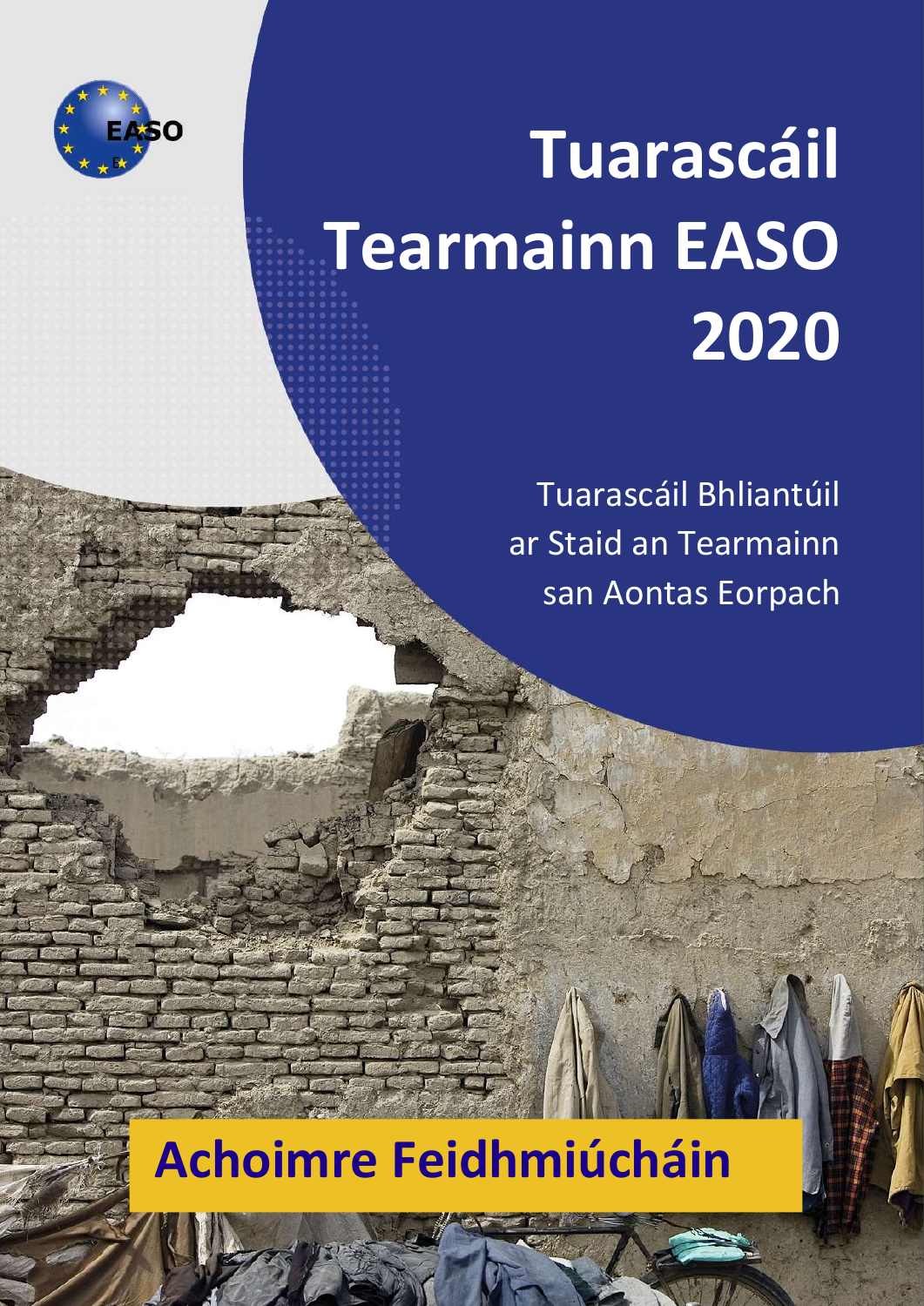# Tuarascáil Tearmainn EASO 2020

Tuarascáil Bhliantúil ar Staid an Tearmainn san Aontas Eorpach

## Achoimre Feidhmiúcháin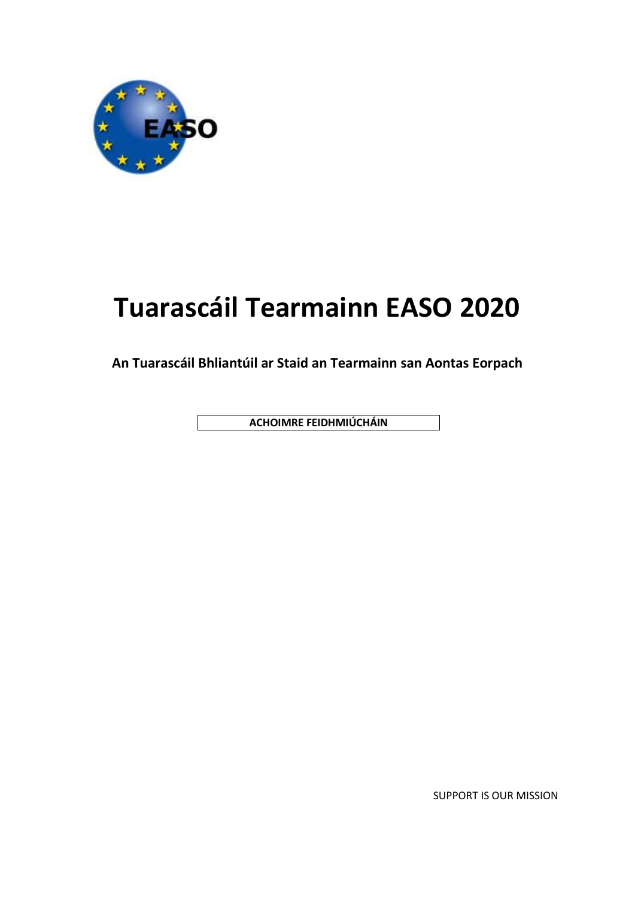# Tuarascáil Tearmainn EASO 2020

**An Tuarascáil Bhliantúil ar Staid an Tearmainn san Aontas Eorpach**

**ACHOIMRE FEIDHMIÚCHÁIN**

SUPPORT IS OUR MISSION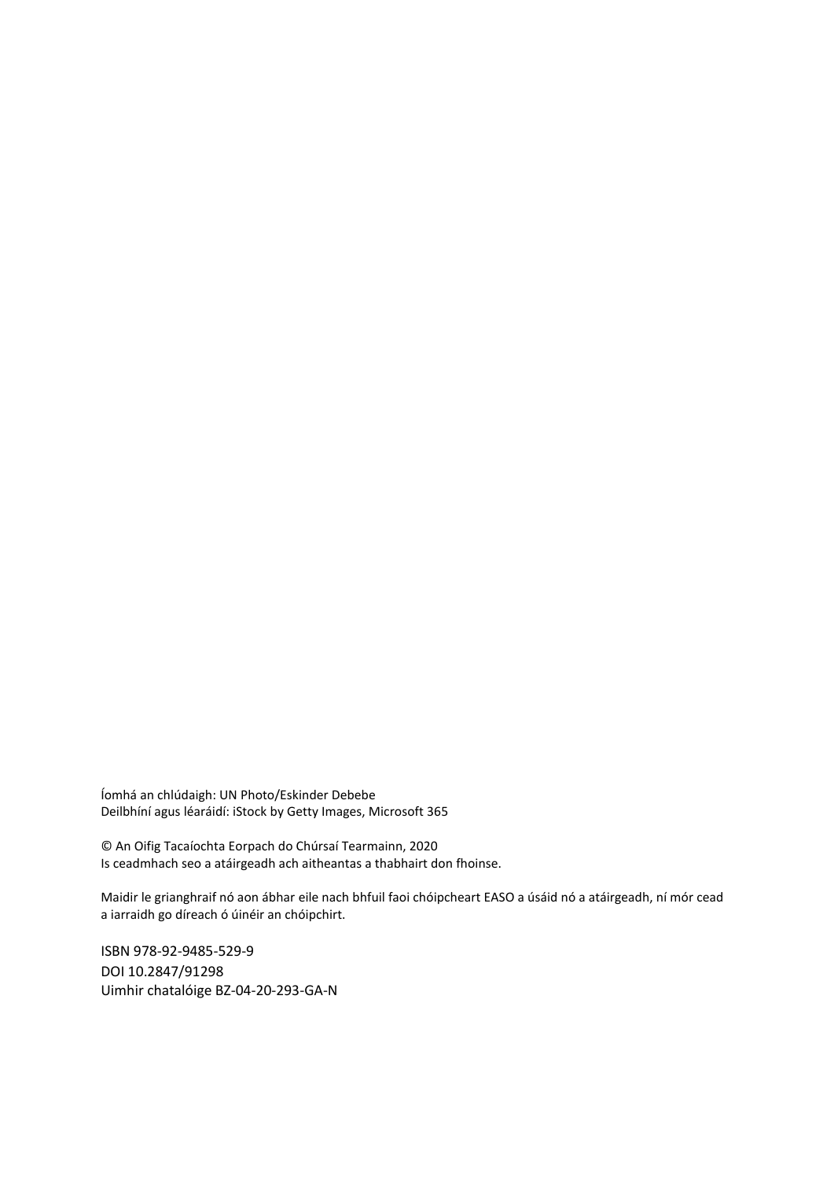Íomhá an chlúdaigh: UN Photo/Eskinder Debebe
Deilbhíní agus léaráidí: iStock by Getty Images, Microsoft 365

© An Oifig Tacaíochta Eorpach do Chúrsaí Tearmainn, 2020
Is ceadmhach seo a atáirgeadh ach aitheantas a thabhairt don fhoinse.

Maidir le grianghraif nó aon ábhar eile nach bhfuil faoi chóipcheart EASO a úsáid nó a atáirgeadh, ní mór cead a iarraidh go díreach ó úinéir an chóipchirt.

ISBN 978-92-9485-529-9
DOI 10.2847/91298
Uimhir chatalóige BZ-04-20-293-GA-N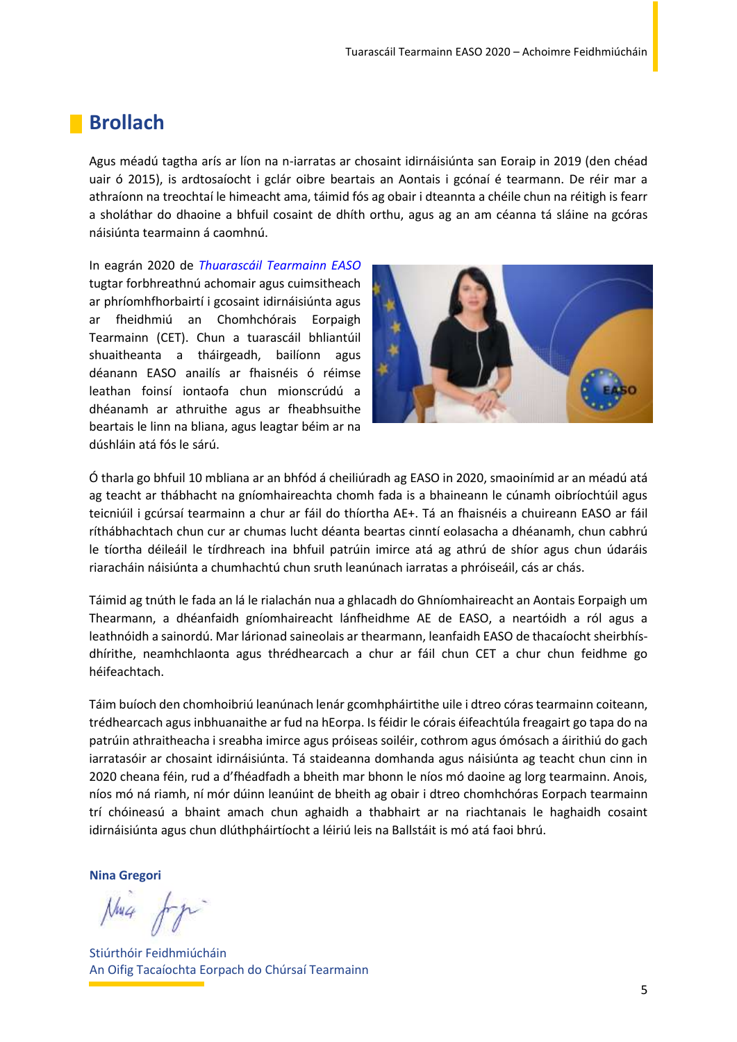# Brollach

Agus méadú tagtha arís ar líon na n-iarratas ar chosaint idirnáisiúnta san Eoraip in 2019 (den chéad uair ó 2015), is ardtosaíocht i gclár oibre beartais an Aontais i gcónaí é tearmann. De réir mar a athraíonn na treochtaí le himeacht ama, táimid fós ag obair i dteannta a chéile chun na réitigh is fearr a sholáthar do dhaoine a bhfuil cosaint de dhíth orthu, agus ag an am céanna tá sláine na gcóras náisiúnta tearmainn á caomhnú.

In eagrán 2020 de *Thuarascáil Tearmainn EASO* tugtar forbhreathnú achomair agus cuimsitheach ar phríomhfhorbairtí i gcosaint idirnáisiúnta agus ar fheidhmiú an Chomhchórais Eorpaigh Tearmainn (CET). Chun a tuarascáil bhliantúil shuaitheanta a tháirgeadh, bailíonn agus déanann EASO anailís ar fhaisnéis ó réimse leathan foinsí iontaofa chun mionscrúdú a dhéanamh ar athruithe agus ar fheabhsuithe beartais le linn na bliana, agus leagtar béim ar na dúshláin atá fós le sárú.

Ó tharla go bhfuil 10 mbliana ar an bhfód á cheiliúradh ag EASO in 2020, smaoinímid ar an méadú atá ag teacht ar thábhacht na gníomhaireachta chomh fada is a bhaineann le cúnamh oibríochtúil agus teicniúil i gcúrsaí tearmainn a chur ar fáil do thíortha AE+. Tá an fhaisnéis a chuireann EASO ar fáil ríthábhachtach chun cur ar chumas lucht déanta beartas cinntí eolasacha a dhéanamh, chun cabhrú le tíortha déileáil le tírdhreach ina bhfuil patrúin imirce atá ag athrú de shíor agus chun údaráis riaracháin náisiúnta a chumhachtú chun sruth leanúnach iarratas a phróiseáil, cás ar chás.

Táimid ag tnúth le fada an lá le rialachán nua a ghlacadh do Ghníomhaireacht an Aontais Eorpaigh um Thearmann, a dhéanfaidh gníomhaireacht lánfheidhme AE de EASO, a neartóidh a ról agus a leathnóidh a sainordú. Mar lárionad saineolais ar thearmann, leanfaidh EASO de thacaíocht sheirbhís-dhírithe, neamhchlaonta agus thrédhearcach a chur ar fáil chun CET a chur chun feidhme go héifeachtach.

Táim buíoch den chomhoibriú leanúnach lenár gcomhpháirtithe uile i dtreo córas tearmainn coiteann, trédhearcach agus inbhuanaithe ar fud na hEorpa. Is féidir le córais éifeachtúla freagairt go tapa do na patrúin athraitheacha i sreabha imirce agus próiseas soiléir, cothrom agus ómósach a áirithiú do gach iarratasóir ar chosaint idirnáisiúnta. Tá staideanna domhanda agus náisiúnta ag teacht chun cinn in 2020 cheana féin, rud a d'fhéadfadh a bheith mar bhonn le níos mó daoine ag lorg tearmainn. Anois, níos mó ná riamh, ní mór dúinn leanúint de bheith ag obair i dtreo chomhchóras Eorpach tearmainn trí chóineasú a bhaint amach chun aghaidh a thabhairt ar na riachtanais le haghaidh cosaint idirnáisiúnta agus chun dlúthpháirtíocht a léiriú leis na Ballstáit is mó atá faoi bhrú.

**Nina Gregori**

Stiúrthóir Feidhmiúcháin
An Oifig Tacaíochta Eorpach do Chúrsaí Tearmainn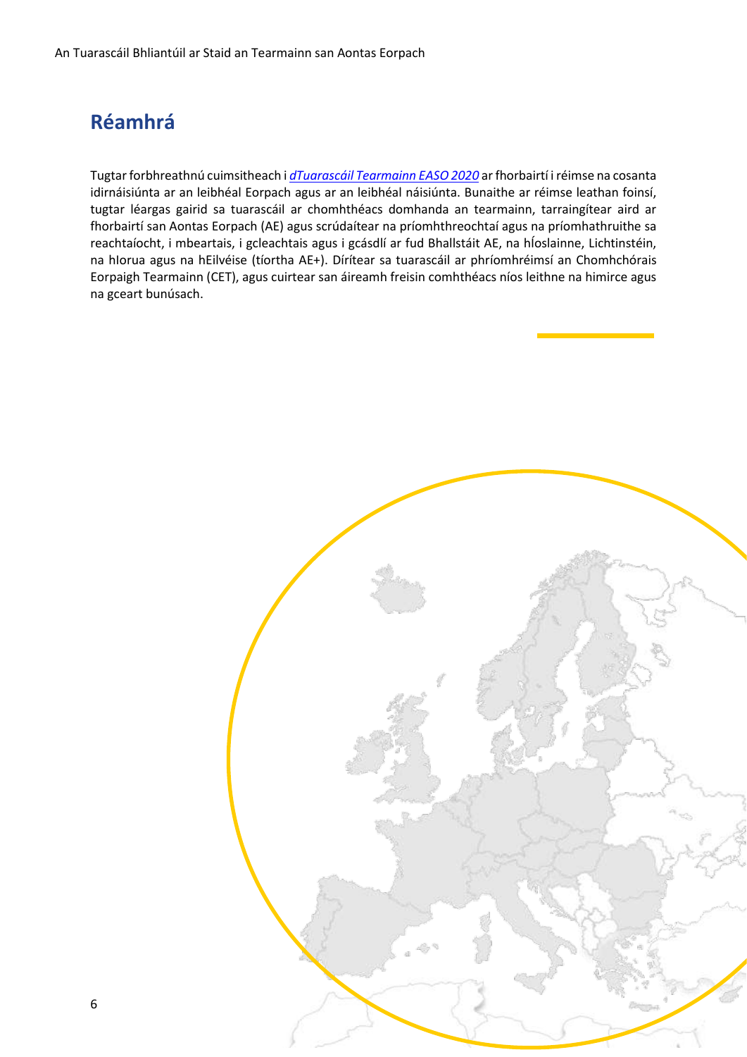## Réamhrá

Tugtar forbhreathnú cuimsitheach i *dTuarascáil Tearmainn EASO 2020* ar fhorbairtí i réimse na cosanta idirnáisiúnta ar an leibhéal Eorpach agus ar an leibhéal náisiúnta. Bunaithe ar réimse leathan foinsí, tugtar léargas gairid sa tuarascáil ar chomhthéacs domhanda an tearmainn, tarraingítear aird ar fhorbairtí san Aontas Eorpach (AE) agus scrúdaítear na príomhthreochtaí agus na príomhathruithe sa reachtaíocht, i mbeartais, i gcleachtais agus i gcásdlí ar fud Bhallstáit AE, na hÍoslainne, Lichtinstéin, na hIorua agus na hEilvéise (tíortha AE+). Dírítear sa tuarascáil ar phríomhréimsí an Chomhchórais Eorpaigh Tearmainn (CET), agus cuirtear san áireamh freisin comhthéacs níos leithne na himirce agus na gceart bunúsach.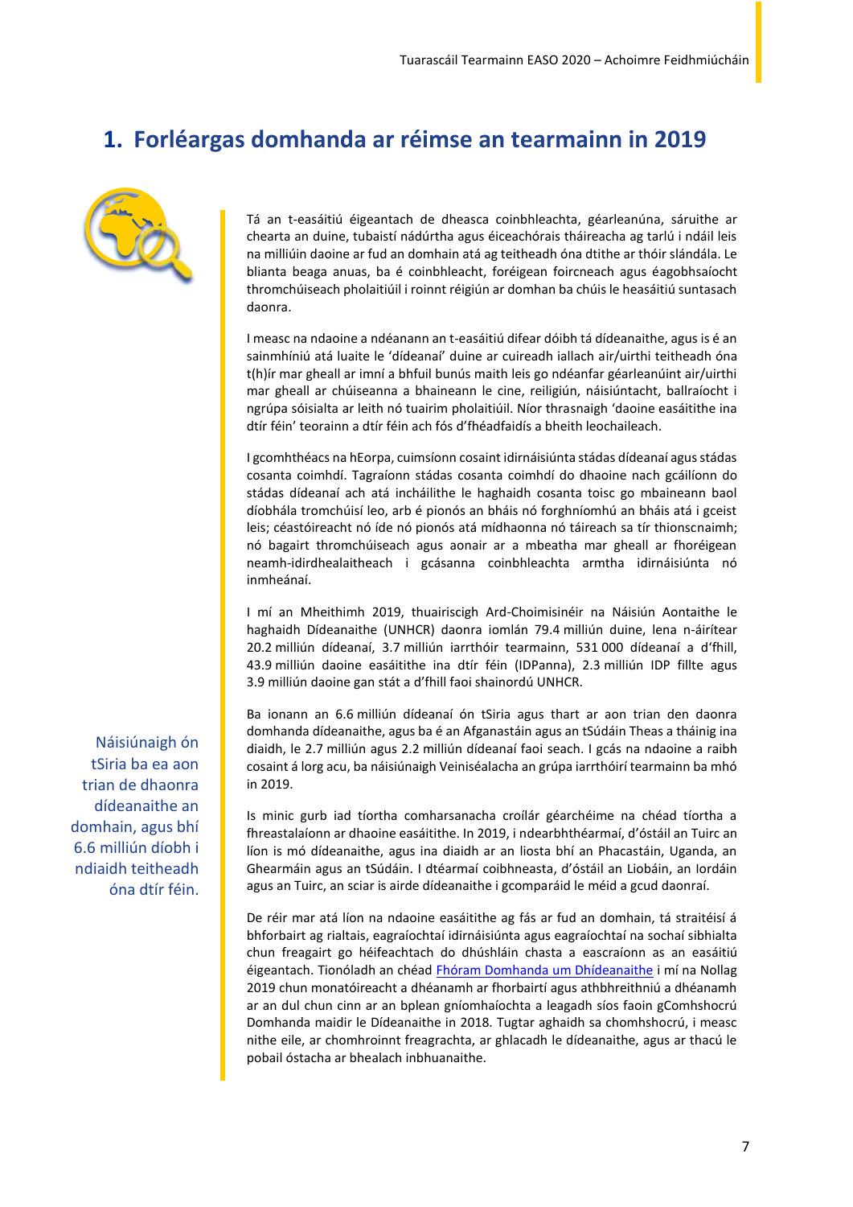# 1. Forléargas domhanda ar réimse an tearmainn in 2019

Tá an t-easáitiú éigeantach de dheasca coinbhleachta, géarleanúna, sáruithe ar chearta an duine, tubaistí nádúrtha agus éiceachórais tháireacha ag tarlú i ndáil leis na milliúin daoine ar fud an domhain atá ag teitheadh óna dtithe ar thóir slándála. Le blianta beaga anuas, ba é coinbhleacht, foréigean foircneach agus éagobhsaíocht thromchúiseach pholaitiúil i roinnt réigiún ar domhan ba chúis le heasáitiú suntasach daonra.

I measc na ndaoine a ndéanann an t-easáitiú difear dóibh tá dídeanaithe, agus is é an sainmhíniú atá luaite le 'dídeanaí' duine ar cuireadh iallach air/uirthi teitheadh óna t(h)ír mar gheall ar imní a bhfuil bunús maith leis go ndéanfar géarleanúint air/uirthi mar gheall ar chúiseanna a bhaineann le cine, reiligiún, náisiúntacht, ballraíocht i ngrúpa sóisialta ar leith nó tuairim pholaitiúil. Níor thrasnaigh 'daoine easáitithe ina dtír féin' teorainn a dtír féin ach fós d'fhéadfaidís a bheith leochaileach.

I gcomhthéacs na hEorpa, cuimsíonn cosaint idirnáisiúnta stádas dídeanaí agus stádas cosanta coimhdí. Tagraíonn stádas cosanta coimhdí do dhaoine nach gcáilíonn do stádas dídeanaí ach atá incháilithe le haghaidh cosanta toisc go mbaineann baol díobhála tromchúisí leo, arb é pionós an bháis nó forghníomhú an bháis atá i gceist leis; céastóireacht nó íde nó pionós atá mídhaonna nó táireach sa tír thionscnaimh; nó bagairt thromchúiseach agus aonair ar a mbeatha mar gheall ar fhoréigean neamh-idirdhealaitheach i gcásanna coinbhleachta armtha idirnáisiúnta nó inmheánaí.

I mí an Mheithimh 2019, thuairiscigh Ard-Choimisinéir na Náisiún Aontaithe le haghaidh Dídeanaithe (UNHCR) daonra iomlán 79.4 milliún duine, lena n-áirítear 20.2 milliún dídeanaí, 3.7 milliún iarrthóir tearmainn, 531 000 dídeanaí a d'fhill, 43.9 milliún daoine easáitithe ina dtír féin (IDPanna), 2.3 milliún IDP fillte agus 3.9 milliún daoine gan stát a d'fhill faoi shainordú UNHCR.

Ba ionann an 6.6 milliún dídeanaí ón tSiria agus thart ar aon trian den daonra domhanda dídeanaithe, agus ba é an Afganastáin agus an tSúdáin Theas a tháinig ina diaidh, le 2.7 milliún agus 2.2 milliún dídeanaí faoi seach. I gcás na ndaoine a raibh cosaint á lorg acu, ba náisiúnaigh Veiniséalacha an grúpa iarrthóirí tearmainn ba mhó in 2019.

> Náisiúnaigh ón tSiria ba ea aon trian de dhaonra dídeanaithe an domhain, agus bhí 6.6 milliún díobh i ndiaidh teitheadh óna dtír féin.

Is minic gurb iad tíortha comharsanacha croílár géarchéime na chéad tíortha a fhreastalaíonn ar dhaoine easáitithe. In 2019, i ndearbhthéarmaí, d'óstáil an Tuirc an líon is mó dídeanaithe, agus ina diaidh ar an liosta bhí an Phacastáin, Uganda, an Ghearmáin agus an tSúdáin. I dtéarmaí coibhneasta, d'óstáil an Liobáin, an Iordáin agus an Tuirc, an sciar is airde dídeanaithe i gcomparáid le méid a gcud daonraí.

De réir mar atá líon na ndaoine easáitithe ag fás ar fud an domhain, tá straitéisí á bhforbairt ag rialtais, eagraíochtaí idirnáisiúnta agus eagraíochtaí na sochaí sibhialta chun freagairt go héifeachtach do dhúshláin chasta a eascraíonn as an easáitiú éigeantach. Tionóladh an chéad Fhóram Domhanda um Dhídeanaithe i mí na Nollag 2019 chun monatóireacht a dhéanamh ar fhorbairtí agus athbhreithniú a dhéanamh ar an dul chun cinn ar an bplean gníomhaíochta a leagadh síos faoin gComhshocrú Domhanda maidir le Dídeanaithe in 2018. Tugtar aghaidh sa chomhshocrú, i measc nithe eile, ar chomhroinnt freagrachta, ar ghlacadh le dídeanaithe, agus ar thacú le pobail óstacha ar bhealach inbhuanaithe.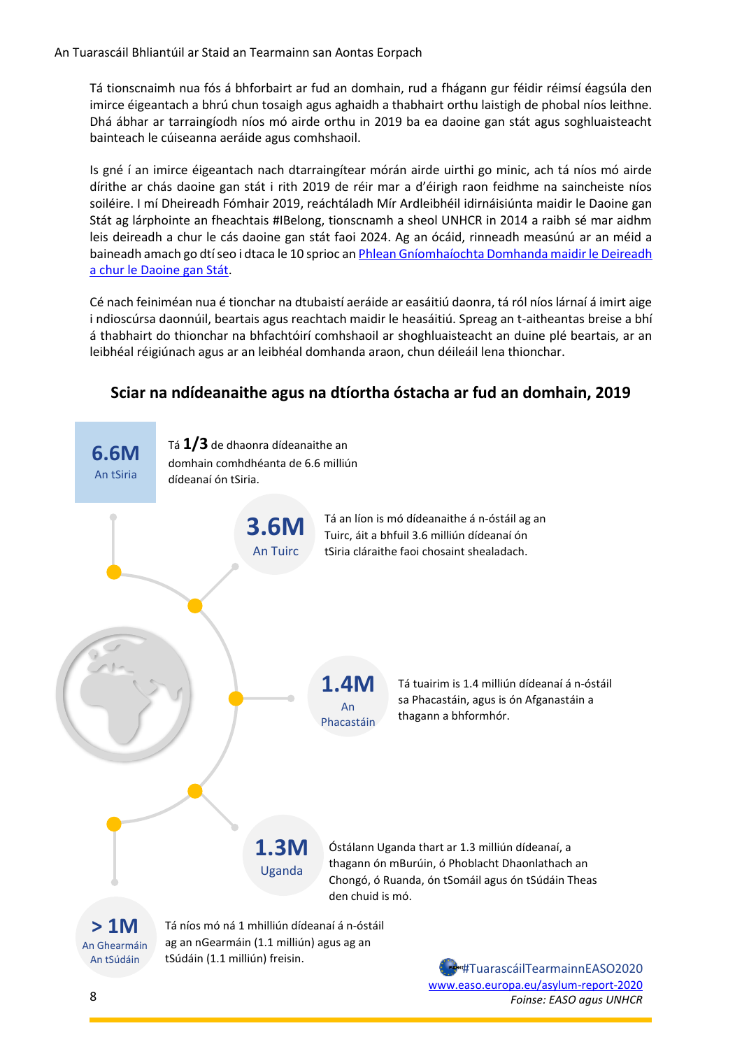Tá tionscnaimh nua fós á bhforbairt ar fud an domhain, rud a fhágann gur féidir réimsí éagsúla den imirce éigeantach a bhrú chun tosaigh agus aghaidh a thabhairt orthu laistigh de phobal níos leithne. Dhá ábhar ar tarraingíodh níos mó airde orthu in 2019 ba ea daoine gan stát agus soghluaisteacht bainteach le cúiseanna aeráide agus comhshaoil.

Is gné í an imirce éigeantach nach dtarraingítear mórán airde uirthi go minic, ach tá níos mó airde dírithe ar chás daoine gan stát i rith 2019 de réir mar a d'éirigh raon feidhme na saincheiste níos soiléire. I mí Dheireadh Fómhair 2019, reáchtáladh Mír Ardleibhéil idirnáisiúnta maidir le Daoine gan Stát ag lárphointe an fheachtais #IBelong, tionscnamh a sheol UNHCR in 2014 a raibh sé mar aidhm leis deireadh a chur le cás daoine gan stát faoi 2024. Ag an ócáid, rinneadh measúnú ar an méid a baineadh amach go dtí seo i dtaca le 10 sprioc an [Phlean Gníomhaíochta Domhanda maidir le Deireadh a chur le Daoine gan Stát].

Cé nach feiniméan nua é tionchar na dtubaistí aeráide ar easáitiú daonra, tá ról níos lárnaí á imirt aige i ndioscúrsa daonnúil, beartais agus reachtach maidir le heasáitiú. Spreag an t-aitheantas breise a bhí á thabhairt do thionchar na bhfachtóirí comhshaoil ar shoghluaisteacht an duine plé beartais, ar an leibhéal réigiúnach agus ar an leibhéal domhanda araon, chun déileáil lena thionchar.

## Sciar na ndídeanaithe agus na dtíortha óstacha ar fud an domhain, 2019

**6.6M** An tSiria — Tá **1/3** de dhaonra dídeanaithe an domhain comhdhéanta de 6.6 milliún dídeanaí ón tSiria.

**3.6M** An Tuirc — Tá an líon is mó dídeanaithe á n-óstáil ag an Tuirc, áit a bhfuil 3.6 milliún dídeanaí ón tSiria cláraithe faoi chosaint shealadach.

**1.4M** An Phacastáin — Tá tuairim is 1.4 milliún dídeanaí á n-óstáil sa Phacastáin, agus is ón Afganastáin a thagann a bhformhór.

**1.3M** Uganda — Óstálann Uganda thart ar 1.3 milliún dídeanaí, a thagann ón mBurúin, ó Phoblacht Dhaonlathach an Chongó, ó Ruanda, ón tSomáil agus ón tSúdáin Theas den chuid is mó.

**> 1M** An Ghearmáin, An tSúdáin — Tá níos mó ná 1 mhilliún dídeanaí á n-óstáil ag an nGearmáin (1.1 milliún) agus ag an tSúdáin (1.1 milliún) freisin.

#TuarascáilTearmainnEASO2020
www.easo.europa.eu/asylum-report-2020

*Foinse: EASO agus UNHCR*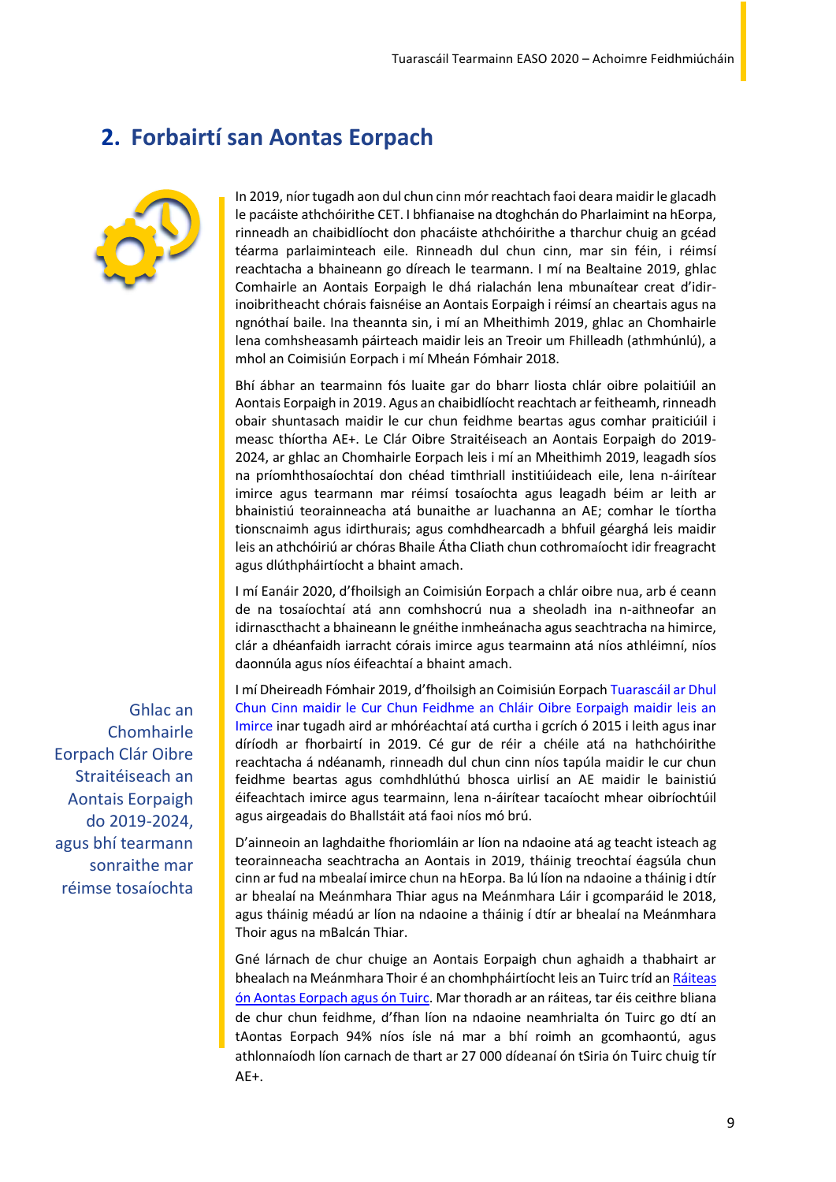## 2. Forbairtí san Aontas Eorpach

In 2019, níor tugadh aon dul chun cinn mór reachtach faoi deara maidir le glacadh le pacáiste athchóirithe CET. I bhfianaise na dtoghchán do Pharlaimint na hEorpa, rinneadh an chaibidlíocht don phacáiste athchóirithe a tharchur chuig an gcéad téarma parlaiminteach eile. Rinneadh dul chun cinn, mar sin féin, i réimsí reachtacha a bhaineann go díreach le tearmann. I mí na Bealtaine 2019, ghlac Comhairle an Aontais Eorpaigh le dhá rialachán lena mbunaítear creat d'idir-inoibritheacht chórais faisnéise an Aontais Eorpaigh i réimsí an cheartais agus na ngnóthaí baile. Ina theannta sin, i mí an Mheithimh 2019, ghlac an Chomhairle lena comhsheasamh páirteach maidir leis an Treoir um Fhilleadh (athmhúnlú), a mhol an Coimisiún Eorpach i mí Mheán Fómhair 2018.

Bhí ábhar an tearmainn fós luaite gar do bharr liosta chlár oibre polaitiúil an Aontais Eorpaigh in 2019. Agus an chaibidlíocht reachtach ar feitheamh, rinneadh obair shuntasach maidir le cur chun feidhme beartas agus comhar praiticiúil i measc thíortha AE+. Le Clár Oibre Straitéiseach an Aontais Eorpaigh do 2019-2024, ar ghlac an Chomhairle Eorpach leis i mí an Mheithimh 2019, leagadh síos na príomhthosaíochtaí don chéad timthriall institiúideach eile, lena n-áirítear imirce agus tearmann mar réimsí tosaíochta agus leagadh béim ar leith ar bhainistiú teorainneacha atá bunaithe ar luachanna an AE; comhar le tíortha tionscnaimh agus idirthurais; agus comhdhearcadh a bhfuil géarghá leis maidir leis an athchóiriú ar chóras Bhaile Átha Cliath chun cothromaíocht idir freagracht agus dlúthpháirtíocht a bhaint amach.

I mí Eanáir 2020, d'fhoilsigh an Coimisiún Eorpach a chlár oibre nua, arb é ceann de na tosaíochtaí atá ann comhshocrú nua a sheoladh ina n-aithneofar an idirnascthacht a bhaineann le gnéithe inmheánacha agus seachtracha na himirce, clár a dhéanfaidh iarracht córais imirce agus tearmainn atá níos athléimní, níos daonnúla agus níos éifeachtaí a bhaint amach.

I mí Dheireadh Fómhair 2019, d'fhoilsigh an Coimisiún Eorpach Tuarascáil ar Dhul Chun Cinn maidir le Cur Chun Feidhme an Chláir Oibre Eorpaigh maidir leis an Imirce inar tugadh aird ar mhóréachtaí atá curtha i gcrích ó 2015 i leith agus inar díríodh ar fhorbairtí in 2019. Cé gur de réir a chéile atá na hathchóirithe reachtacha á ndéanamh, rinneadh dul chun cinn níos tapúla maidir le cur chun feidhme beartas agus comhdhlúthú bhosca uirlisí an AE maidir le bainistiú éifeachtach imirce agus tearmainn, lena n-áirítear tacaíocht mhear oibríochtúil agus airgeadais do Bhallstáit atá faoi níos mó brú.

> Ghlac an Chomhairle Eorpach Clár Oibre Straitéiseach an Aontais Eorpaigh do 2019-2024, agus bhí tearmann sonraithe mar réimse tosaíochta

D'ainneoin an laghdaithe fhoriomláin ar líon na ndaoine atá ag teacht isteach ag teorainneacha seachtracha an Aontais in 2019, tháinig treochtaí éagsúla chun cinn ar fud na mbealaí imirce chun na hEorpa. Ba lú líon na ndaoine a tháinig i dtír ar bhealaí na Meánmhara Thiar agus na Meánmhara Láir i gcomparáid le 2018, agus tháinig méadú ar líon na ndaoine a tháinig í dtír ar bhealaí na Meánmhara Thoir agus na mBalcán Thiar.

Gné lárnach de chur chuige an Aontais Eorpaigh chun aghaidh a thabhairt ar bhealach na Meánmhara Thoir é an chomhpháirtíocht leis an Tuirc tríd an Ráiteas ón Aontas Eorpach agus ón Tuirc. Mar thoradh ar an ráiteas, tar éis ceithre bliana de chur chun feidhme, d'fhan líon na ndaoine neamhrialta ón Tuirc go dtí an tAontas Eorpach 94% níos ísle ná mar a bhí roimh an gcomhaontú, agus athlonnaíodh líon carnach de thart ar 27 000 dídeanaí ón tSiria ón Tuirc chuig tír AE+.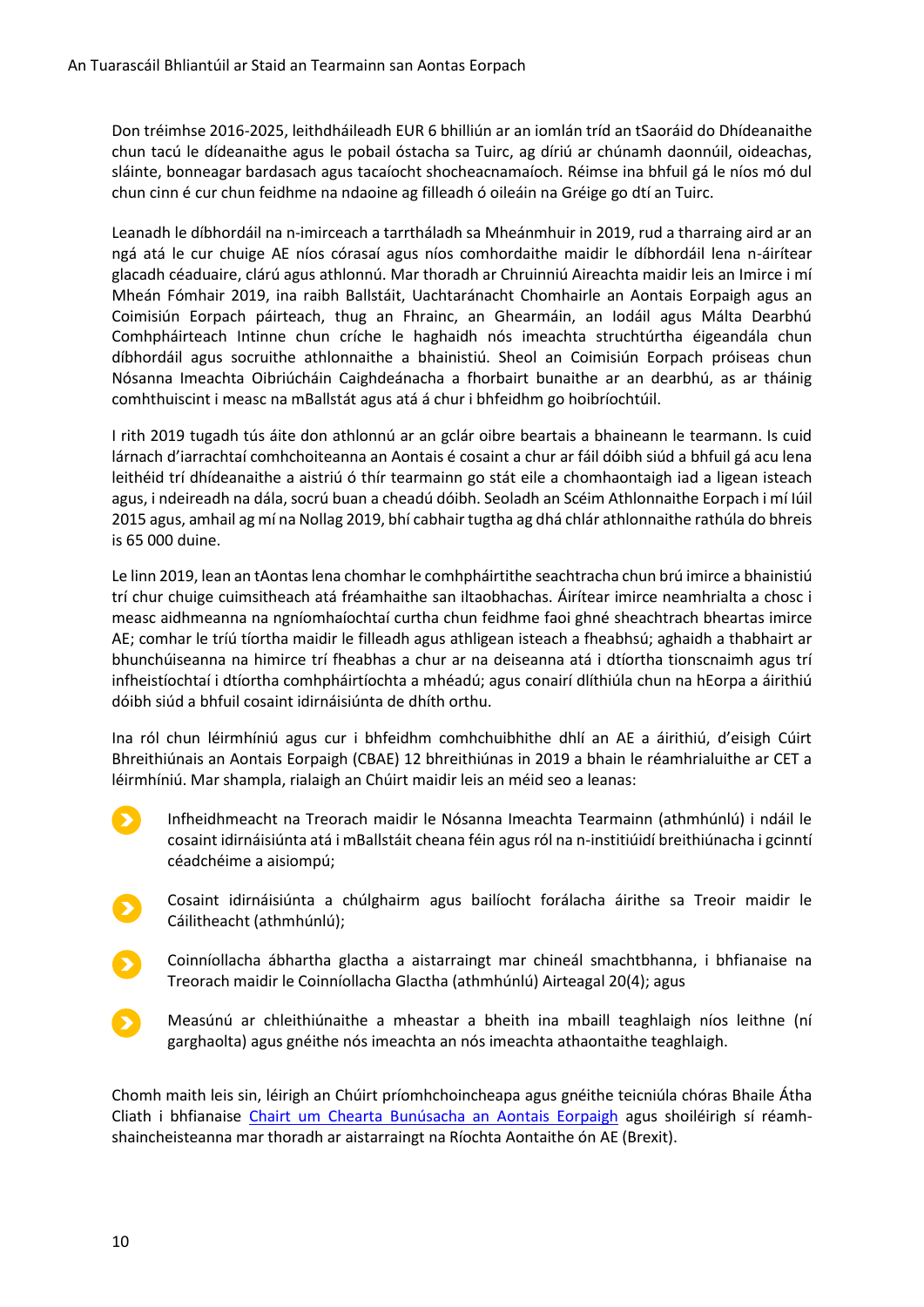Don tréimhse 2016-2025, leithdháileadh EUR 6 bhilliún ar an iomlán tríd an tSaoráid do Dhídeanaithe chun tacú le dídeanaithe agus le pobail óstacha sa Tuirc, ag díriú ar chúnamh daonnúil, oideachas, sláinte, bonneagar bardasach agus tacaíocht shocheacnamaíoch. Réimse ina bhfuil gá le níos mó dul chun cinn é cur chun feidhme na ndaoine ag filleadh ó oileáin na Gréige go dtí an Tuirc.

Leanadh le díbhordáil na n-imirceach a tarrtháladh sa Mheánmhuir in 2019, rud a tharraing aird ar an ngá atá le cur chuige AE níos córasaí agus níos comhordaithe maidir le díbhordáil lena n-áirítear glacadh céaduaire, clárú agus athlonnú. Mar thoradh ar Chruinniú Aireachta maidir leis an Imirce i mí Mheán Fómhair 2019, ina raibh Ballstáit, Uachtaránacht Chomhairle an Aontais Eorpaigh agus an Coimisiún Eorpach páirteach, thug an Fhrainc, an Ghearmáin, an Iodáil agus Málta Dearbhú Comhpháirteach Intinne chun críche le haghaidh nós imeachta struchtúrtha éigeandála chun díbhordáil agus socruithe athlonnaithe a bhainistiú. Sheol an Coimisiún Eorpach próiseas chun Nósanna Imeachta Oibriúcháin Caighdeánacha a fhorbairt bunaithe ar an dearbhú, as ar tháinig comhthuiscint i measc na mBallstát agus atá á chur i bhfeidhm go hoibríochtúil.

I rith 2019 tugadh tús áite don athlonnú ar an gclár oibre beartais a bhaineann le tearmann. Is cuid lárnach d'iarrachtaí comhchoiteanna an Aontais é cosaint a chur ar fáil dóibh siúd a bhfuil gá acu lena leithéid trí dhídeanaithe a aistriú ó thír tearmainn go stát eile a chomhaontaigh iad a ligean isteach agus, i ndeireadh na dála, socrú buan a cheadú dóibh. Seoladh an Scéim Athlonnaithe Eorpach i mí Iúil 2015 agus, amhail ag mí na Nollag 2019, bhí cabhair tugtha ag dhá chlár athlonnaithe rathúla do bhreis is 65 000 duine.

Le linn 2019, lean an tAontas lena chomhar le comhpháirtithe seachtracha chun brú imirce a bhainistiú trí chur chuige cuimsitheach atá fréamhaithe san iltaobhachas. Áirítear imirce neamhrialta a chosc i measc aidhmeanna na ngníomhaíochtaí curtha chun feidhme faoi ghné sheachtrach bheartas imirce AE; comhar le tríú tíortha maidir le filleadh agus athligean isteach a fheabhsú; aghaidh a thabhairt ar bhunchúiseanna na himirce trí fheabhas a chur ar na deiseanna atá i dtíortha tionscnaimh agus trí infheistíochtaí i dtíortha comhpháirtíochta a mhéadú; agus conairí dlíthiúla chun na hEorpa a áirithiú dóibh siúd a bhfuil cosaint idirnáisiúnta de dhíth orthu.

Ina ról chun léirmhíniú agus cur i bhfeidhm comhchuibhithe dhlí an AE a áirithiú, d'eisigh Cúirt Bhreithiúnais an Aontais Eorpaigh (CBAE) 12 bhreithiúnas in 2019 a bhain le réamhrialuithe ar CET a léirmhíniú. Mar shampla, rialaigh an Chúirt maidir leis an méid seo a leanas:

- Infheidhmeacht na Treorach maidir le Nósanna Imeachta Tearmainn (athmhúnlú) i ndáil le cosaint idirnáisiúnta atá i mBallstáit cheana féin agus ról na n-institiúidí breithiúnacha i gcinntí céadchéime a aisiompú;
- Cosaint idirnáisiúnta a chúlghairm agus bailíocht forálacha áirithe sa Treoir maidir le Cáilitheacht (athmhúnlú);
- Coinníollacha ábhartha glactha a aistarraingt mar chineál smachtbhanna, i bhfianaise na Treorach maidir le Coinníollacha Glactha (athmhúnlú) Airteagal 20(4); agus
- Measúnú ar chleithiúnaithe a mheastar a bheith ina mbaill teaghlaigh níos leithne (ní garghaolta) agus gnéithe nós imeachta an nós imeachta athaontaithe teaghlaigh.

Chomh maith leis sin, léirigh an Chúirt príomhchoincheapa agus gnéithe teicniúla chóras Bhaile Átha Cliath i bhfianaise Chairt um Chearta Bunúsacha an Aontais Eorpaigh agus shoiléirigh sí réamhshaincheisteanna mar thoradh ar aistarraingt na Ríochta Aontaithe ón AE (Brexit).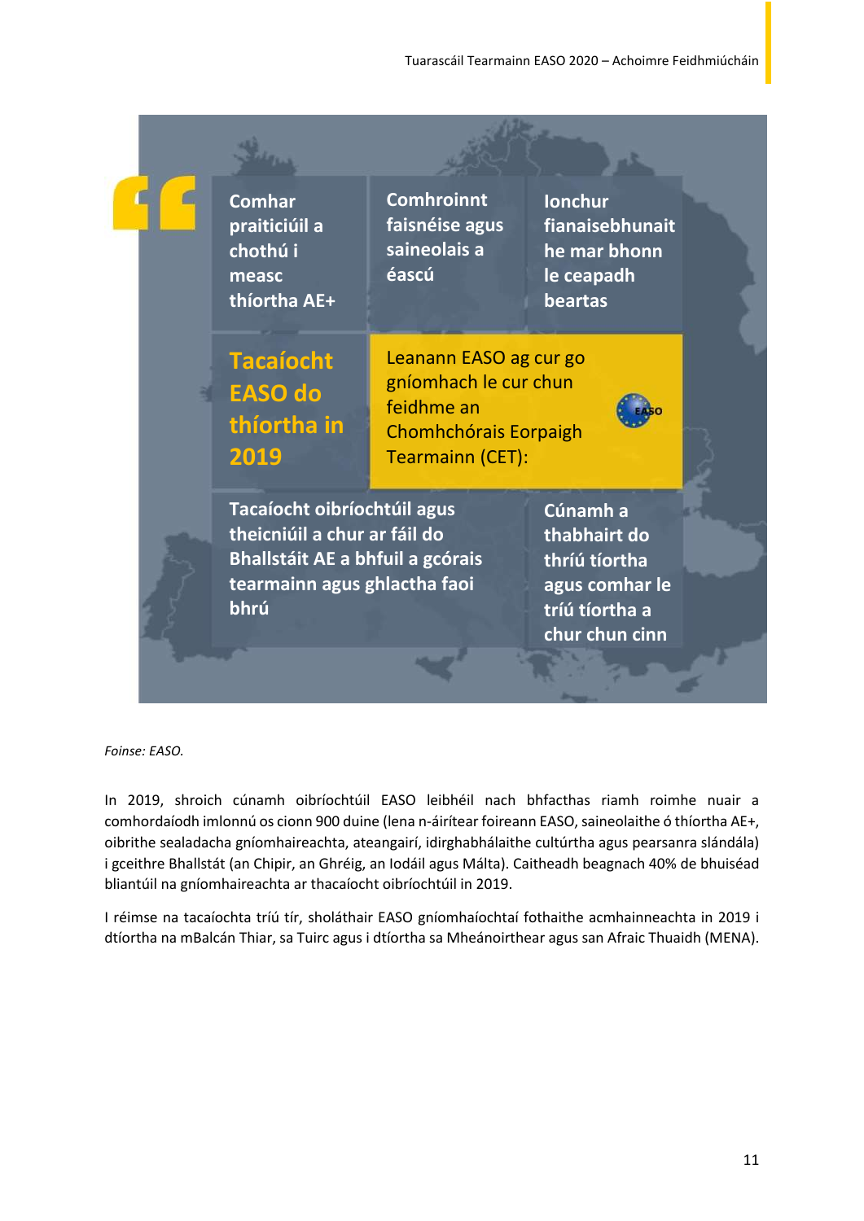**Tacaíocht EASO do thíortha in 2019**

Leanann EASO ag cur go gníomhach le cur chun feidhme an Chomhchórais Eorpaigh Tearmainn (CET):

- Comhar praiticiúil a chothú i measc thíortha AE+
- Comhroinnt faisnéise agus saineolais a éascú
- Ionchur fianaisebhunaithe mar bhonn le ceapadh beartas
- Tacaíocht oibríochtúil agus theicniúil a chur ar fáil do Bhallstáit AE a bhfuil a gcórais tearmainn agus ghlactha faoi bhrú
- Cúnamh a thabhairt do thríú tíortha agus comhar le tríú tíortha a chur chun cinn

*Foinse: EASO.*

In 2019, shroich cúnamh oibríochtúil EASO leibhéil nach bhfacthas riamh roimhe nuair a comhordaíodh imlonnú os cionn 900 duine (lena n-áirítear foireann EASO, saineolaithe ó thíortha AE+, oibrithe sealadacha gníomhaireachta, ateangairí, idirghabhálaithe cultúrtha agus pearsanra slándála) i gceithre Bhallstát (an Chipir, an Ghréig, an Iodáil agus Málta). Caitheadh beagnach 40% de bhuiséad bliantúil na gníomhaireachta ar thacaíocht oibríochtúil in 2019.

I réimse na tacaíochta tríú tír, sholáthair EASO gníomhaíochtaí fothaithe acmhainneachta in 2019 i dtíortha na mBalcán Thiar, sa Tuirc agus i dtíortha sa Mheánoirthear agus san Afraic Thuaidh (MENA).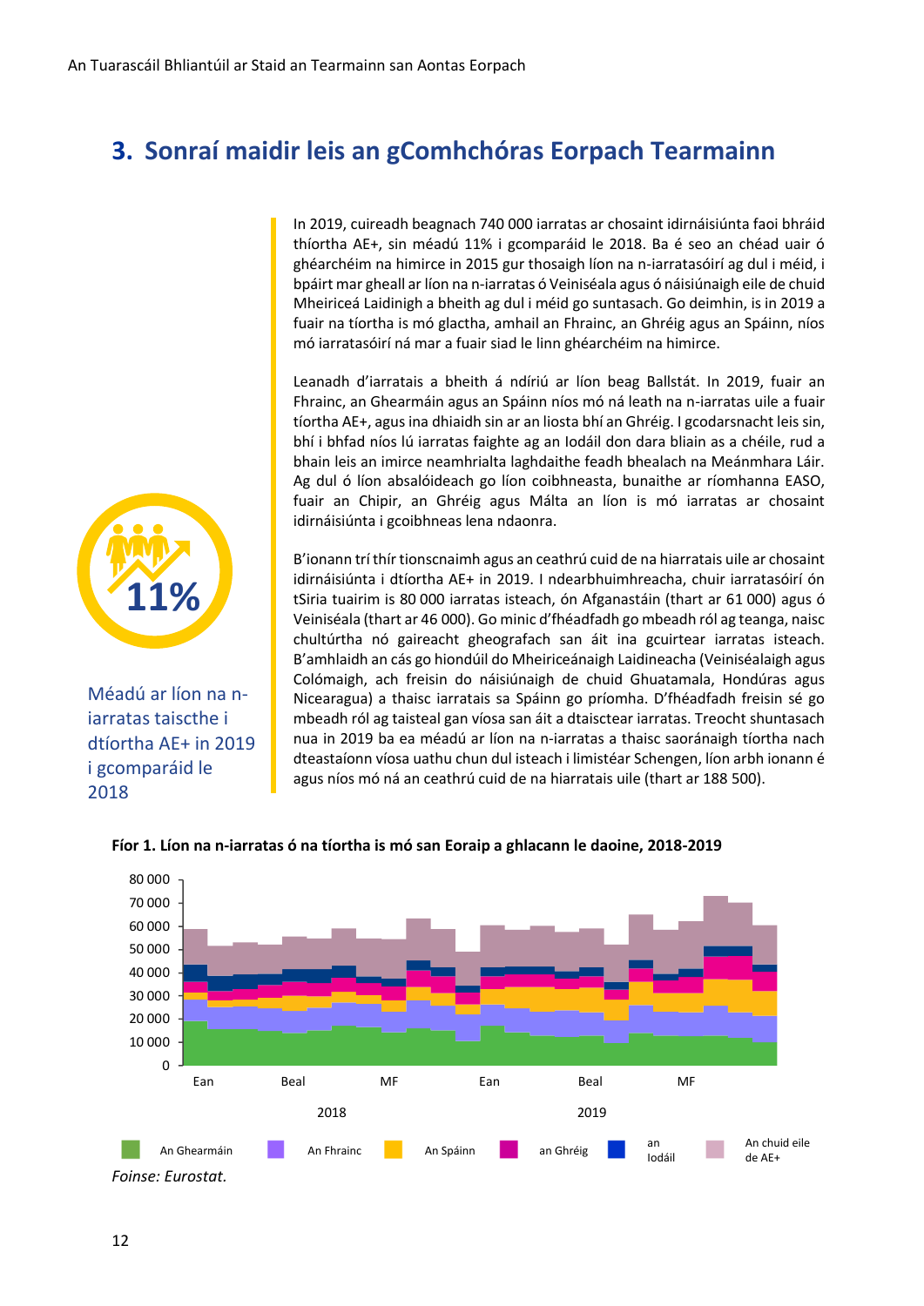## 3. Sonraí maidir leis an gComhchóras Eorpach Tearmainn

In 2019, cuireadh beagnach 740 000 iarratas ar chosaint idirnáisiúnta faoi bhráid thíortha AE+, sin méadú 11% i gcomparáid le 2018. Ba é seo an chéad uair ó ghéarchéim na himirce in 2015 gur thosaigh líon na n-iarratasóirí ag dul i méid, i bpáirt mar gheall ar líon na n-iarratas ó Veiniséala agus ó náisiúnaigh eile de chuid Mheiriceá Laidinigh a bheith ag dul i méid go suntasach. Go deimhin, is in 2019 a fuair na tíortha is mó glactha, amhail an Fhrainc, an Ghréig agus an Spáinn, níos mó iarratasóirí ná mar a fuair siad le linn ghéarchéim na himirce.

Leanadh d'iarratais a bheith á ndíriú ar líon beag Ballstát. In 2019, fuair an Fhrainc, an Ghearmáin agus an Spáinn níos mó ná leath na n-iarratas uile a fuair tíortha AE+, agus ina dhiaidh sin ar an liosta bhí an Ghréig. I gcodarsnacht leis sin, bhí i bhfad níos lú iarratas faighte ag an Iodáil don dara bliain as a chéile, rud a bhain leis an imirce neamhrialta laghdaithe feadh bhealach na Meánmhara Láir. Ag dul ó líon absalóideach go líon coibhneasta, bunaithe ar ríomhanna EASO, fuair an Chipir, an Ghréig agus Málta an líon is mó iarratas ar chosaint idirnáisiúnta i gcoibhneas lena ndaonra.

B'ionann trí thír tionscnaimh agus an ceathrú cuid de na hiarratais uile ar chosaint idirnáisiúnta i dtíortha AE+ in 2019. I ndearbhuimhreacha, chuir iarratasóirí ón tSiria tuairim is 80 000 iarratas isteach, ón Afganastáin (thart ar 61 000) agus ó Veiniséala (thart ar 46 000). Go minic d'fhéadfadh go mbeadh ról ag teanga, naisc chultúrtha nó gaireacht gheografach san áit ina gcuirtear iarratas isteach. B'amhlaidh an cás go hiondúil do Mheiriceánaigh Laidineacha (Veiniséalaigh agus Colómaigh, ach freisin do náisiúnaigh de chuid Ghuatamala, Hondúras agus Nicearagua) a thaisc iarratais sa Spáinn go príomha. D'fhéadfadh freisin sé go mbeadh ról ag taisteal gan víosa san áit a dtaisctear iarratas. Treocht shuntasach nua in 2019 ba ea méadú ar líon na n-iarratas a thaisc saoránaigh tíortha nach dteastaíonn víosa uathu chun dul isteach i limistéar Schengen, líon arbh ionann é agus níos mó ná an ceathrú cuid de na hiarratais uile (thart ar 188 500).

**11%**

Méadú ar líon na n-iarratas taiscthe i dtíortha AE+ in 2019 i gcomparáid le 2018

**Fíor 1. Líon na n-iarratas ó na tíortha is mó san Eoraip a ghlacann le daoine, 2018-2019**

Y-axis: 0 – 80 000; X-axis: Ean, Beal, MF (2018); Ean, Beal, MF (2019)

Legend: An Ghearmáin, An Fhrainc, An Spáinn, an Ghréig, an Iodáil, An chuid eile de AE+

*Foinse: Eurostat.*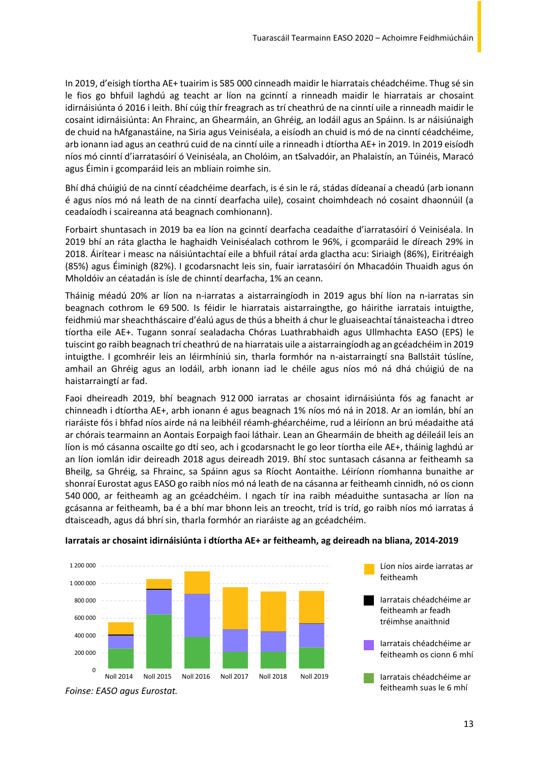In 2019, d'eisigh tíortha AE+ tuairim is 585 000 cinneadh maidir le hiarratais chéadchéime. Thug sé sin le fios go bhfuil laghdú ag teacht ar líon na gcinntí a rinneadh maidir le hiarratais ar chosaint idirnáisiúnta ó 2016 i leith. Bhí cúig thír freagrach as trí cheathrú de na cinntí uile a rinneadh maidir le cosaint idirnáisiúnta: An Fhrainc, an Ghearmáin, an Ghréig, an Iodáil agus an Spáinn. Is ar náisiúnaigh de chuid na hAfganastáine, na Siria agus Veiniséala, a eisíodh an chuid is mó de na cinntí céadchéime, arb ionann iad agus an ceathrú cuid de na cinntí uile a rinneadh i dtíortha AE+ in 2019. In 2019 eisíodh níos mó cinntí d'iarratasóirí ó Veiniséala, an Cholóim, an tSalvadóir, an Phalaistín, an Túinéis, Maracó agus Éimin i gcomparáid leis an mbliain roimhe sin.

Bhí dhá chúigiú de na cinntí céadchéime dearfach, is é sin le rá, stádas dídeanaí a cheadú (arb ionann é agus níos mó ná leath de na cinntí dearfacha uile), cosaint choimhdeach nó cosaint dhaonnúil (a ceadaíodh i scaireanna atá beagnach comhionann).

Forbairt shuntasach in 2019 ba ea líon na gcinntí dearfacha ceadaithe d'iarratasóirí ó Veiniséala. In 2019 bhí an ráta glactha le haghaidh Veiniséalach cothrom le 96%, i gcomparáid le díreach 29% in 2018. Áirítear i measc na náisiúntachtaí eile a bhfuil rátaí arda glactha acu: Siriaigh (86%), Eiritréaigh (85%) agus Éiminigh (82%). I gcodarsnacht leis sin, fuair iarratasóirí ón Mhacadóin Thuaidh agus ón Mholdóiv an céatadán is ísle de chinntí dearfacha, 1% an ceann.

Tháinig méadú 20% ar líon na n-iarratas a aistarraingíodh in 2019 agus bhí líon na n-iarratas sin beagnach cothrom le 69 500. Is féidir le hiarratais aistarraingthe, go háirithe iarratais intuigthe, feidhmiú mar sheachtháscaire d'éalú agus de thús a bheith á chur le gluaiseachtaí tánaisteacha i dtreo tíortha eile AE+. Tugann sonraí sealadacha Chóras Luathrabhaidh agus Ullmhachta EASO (EPS) le tuiscint go raibh beagnach trí cheathrú de na hiarratais uile a aistarraingíodh ag an gcéadchéim in 2019 intuigthe. I gcomhréir leis an léirmhíniú sin, tharla formhór na n-aistarraingtí sna Ballstáit túslíne, amhail an Ghréig agus an Iodáil, arbh ionann iad le chéile agus níos mó ná dhá chúigiú de na haistarraingtí ar fad.

Faoi dheireadh 2019, bhí beagnach 912 000 iarratas ar chosaint idirnáisiúnta fós ag fanacht ar chinneadh i dtíortha AE+, arbh ionann é agus beagnach 1% níos mó ná in 2018. Ar an iomlán, bhí an riaráiste fós i bhfad níos airde ná na leibhéil réamh-ghéarchéime, rud a léiríonn an brú méadaithe atá ar chórais tearmainn an Aontais Eorpaigh faoi láthair. Lean an Ghearmáin de bheith ag déileáil leis an líon is mó cásanna oscailte go dtí seo, ach i gcodarsnacht le go leor tíortha eile AE+, tháinig laghdú ar an líon iomlán idir deireadh 2018 agus deireadh 2019. Bhí stoc suntasach cásanna ar feitheamh sa Bheilg, sa Ghréig, sa Fhrainc, sa Spáinn agus sa Ríocht Aontaithe. Léiríonn ríomhanna bunaithe ar shonraí Eurostat agus EASO go raibh níos mó ná leath de na cásanna ar feitheamh cinnidh, nó os cionn 540 000, ar feitheamh ag an gcéadchéim. I ngach tír ina raibh méaduithe suntasacha ar líon na gcásanna ar feitheamh, ba é a bhí mar bhonn leis an treocht, tríd is tríd, go raibh níos mó iarratas á dtaisceadh, agus dá bhrí sin, tharla formhór an riaráiste ag an gcéadchéim.

**Iarratais ar chosaint idirnáisiúnta i dtíortha AE+ ar feitheamh, ag deireadh na bliana, 2014-2019**

*Foinse: EASO agus Eurostat.*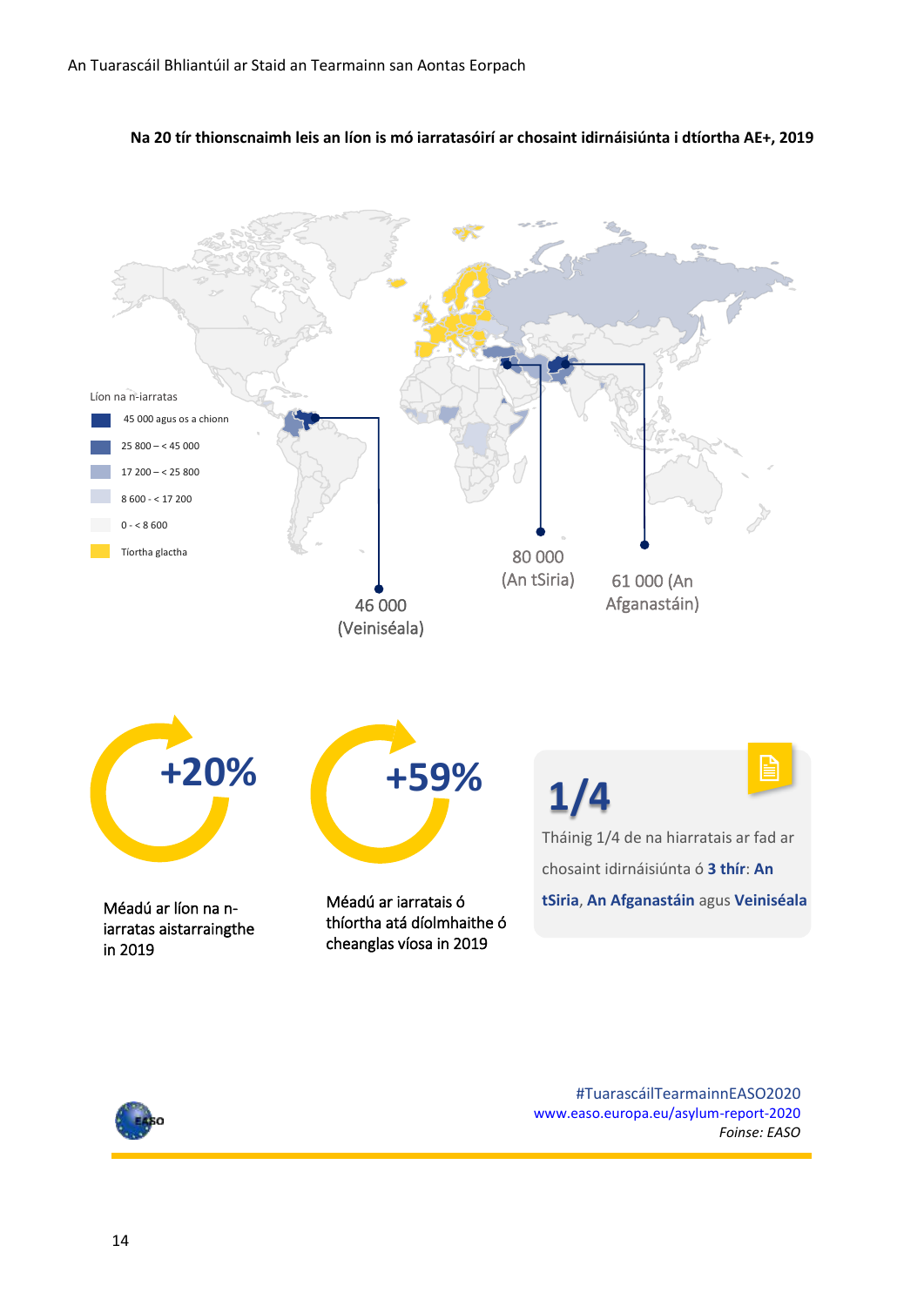**Na 20 tír thionscnaimh leis an líon is mó iarratasóirí ar chosaint idirnáisiúnta i dtíortha AE+, 2019**

Líon na n-iarratas

- 45 000 agus os a chionn
- 25 800 – < 45 000
- 17 200 – < 25 800
- 8 600 - < 17 200
- 0 - < 8 600
- Tíortha glactha

80 000 (An tSiria)

61 000 (An Afganastáin)

46 000 (Veiniséala)

**+20%**

Méadú ar líon na n-iarratas aistarraingthe in 2019

**+59%**

Méadú ar iarratais ó thíortha atá díolmhaithe ó cheanglas víosa in 2019

**1/4**

Tháinig 1/4 de na hiarratais ar fad ar chosaint idirnáisiúnta ó **3 thír**: **An tSiria**, **An Afganastáin** agus **Veiniséala**

#TuarascáilTearmainnEASO2020
www.easo.europa.eu/asylum-report-2020
*Foinse: EASO*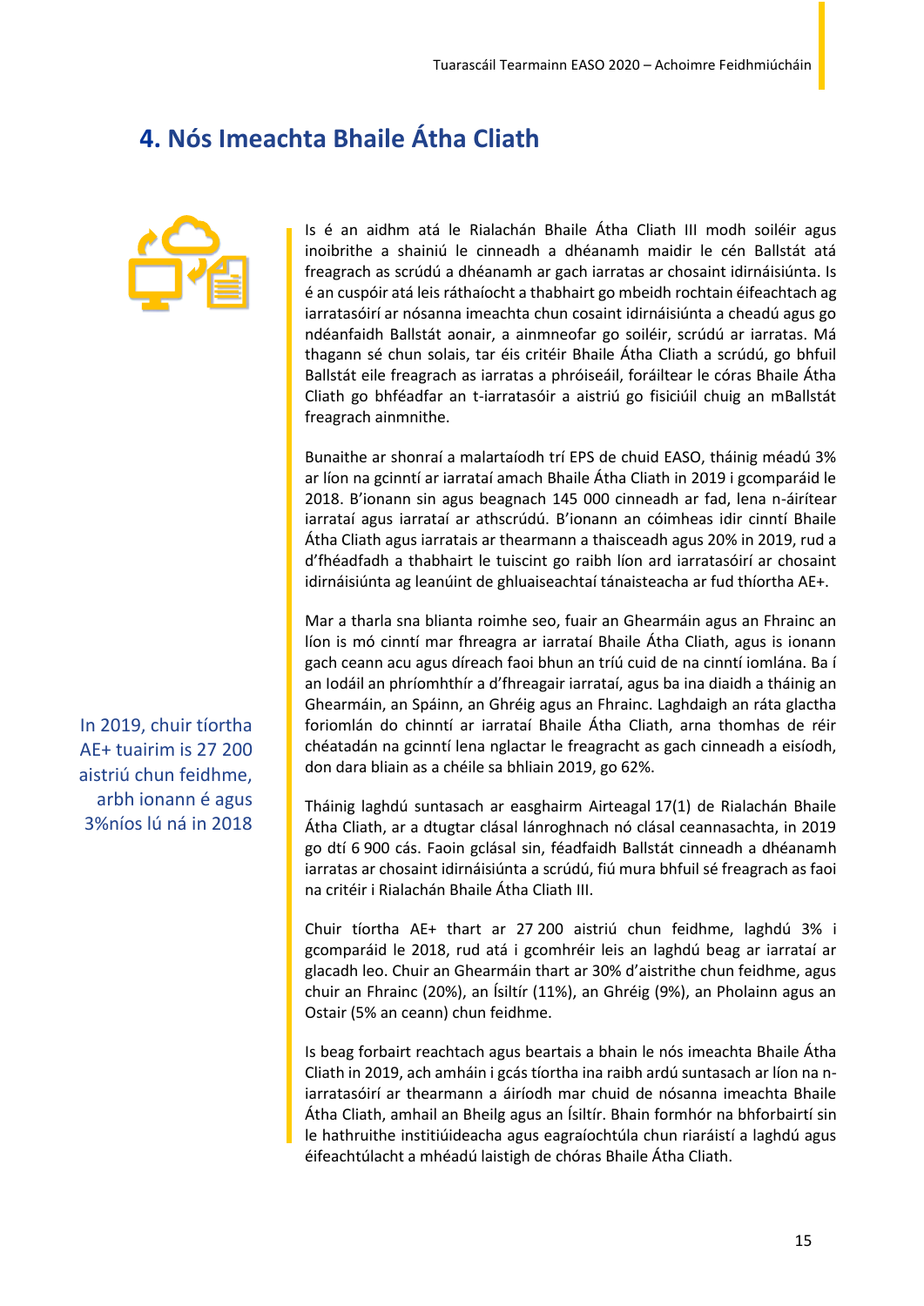## 4. Nós Imeachta Bhaile Átha Cliath

Is é an aidhm atá le Rialachán Bhaile Átha Cliath III modh soiléir agus inoibrithe a shainiú le cinneadh a dhéanamh maidir le cén Ballstát atá freagrach as scrúdú a dhéanamh ar gach iarratas ar chosaint idirnáisiúnta. Is é an cuspóir atá leis ráthaíocht a thabhairt go mbeidh rochtain éifeachtach ag iarratasóirí ar nósanna imeachta chun cosaint idirnáisiúnta a cheadú agus go ndéanfaidh Ballstát aonair, a ainmneofar go soiléir, scrúdú ar iarratas. Má thagann sé chun solais, tar éis critéir Bhaile Átha Cliath a scrúdú, go bhfuil Ballstát eile freagrach as iarratas a phróiseáil, foráiltear le córas Bhaile Átha Cliath go bhféadfar an t-iarratasóir a aistriú go fisiciúil chuig an mBallstát freagrach ainmnithe.

Bunaithe ar shonraí a malartaíodh trí EPS de chuid EASO, tháinig méadú 3% ar líon na gcinntí ar iarrataí amach Bhaile Átha Cliath in 2019 i gcomparáid le 2018. B'ionann sin agus beagnach 145 000 cinneadh ar fad, lena n-áirítear iarrataí agus iarrataí ar athscrúdú. B'ionann an cóimheas idir cinntí Bhaile Átha Cliath agus iarratais ar thearmann a thaisceadh agus 20% in 2019, rud a d'fhéadfadh a thabhairt le tuiscint go raibh líon ard iarratasóirí ar chosaint idirnáisiúnta ag leanúint de ghluaiseachtaí tánaisteacha ar fud thíortha AE+.

Mar a tharla sna blianta roimhe seo, fuair an Ghearmáin agus an Fhrainc an líon is mó cinntí mar fhreagra ar iarrataí Bhaile Átha Cliath, agus is ionann gach ceann acu agus díreach faoi bhun an tríú cuid de na cinntí iomlána. Ba í an Iodáil an phríomhthír a d'fhreagair iarrataí, agus ba ina diaidh a tháinig an Ghearmáin, an Spáinn, an Ghréig agus an Fhrainc. Laghdaigh an ráta glactha foriomlán do chinntí ar iarrataí Bhaile Átha Cliath, arna thomhas de réir chéatadán na gcinntí lena nglactar le freagracht as gach cinneadh a eisíodh, don dara bliain as a chéile sa bhliain 2019, go 62%.

Tháinig laghdú suntasach ar easghairm Airteagal 17(1) de Rialachán Bhaile Átha Cliath, ar a dtugtar clásal lánroghnach nó clásal ceannasachta, in 2019 go dtí 6 900 cás. Faoin gclásal sin, féadfaidh Ballstát cinneadh a dhéanamh iarratas ar chosaint idirnáisiúnta a scrúdú, fiú mura bhfuil sé freagrach as faoi na critéir i Rialachán Bhaile Átha Cliath III.

In 2019, chuir tíortha AE+ tuairim is 27 200 aistriú chun feidhme, arbh ionann é agus 3%níos lú ná in 2018

Chuir tíortha AE+ thart ar 27 200 aistriú chun feidhme, laghdú 3% i gcomparáid le 2018, rud atá i gcomhréir leis an laghdú beag ar iarrataí ar glacadh leo. Chuir an Ghearmáin thart ar 30% d'aistrithe chun feidhme, agus chuir an Fhrainc (20%), an Ísiltír (11%), an Ghréig (9%), an Pholainn agus an Ostair (5% an ceann) chun feidhme.

Is beag forbairt reachtach agus beartais a bhain le nós imeachta Bhaile Átha Cliath in 2019, ach amháin i gcás tíortha ina raibh ardú suntasach ar líon na n-iarratasóirí ar thearmann a áiríodh mar chuid de nósanna imeachta Bhaile Átha Cliath, amhail an Bheilg agus an Ísiltír. Bhain formhór na bhforbairtí sin le hathruithe institiúideacha agus eagraíochtúla chun riaráistí a laghdú agus éifeachtúlacht a mhéadú laistigh de chóras Bhaile Átha Cliath.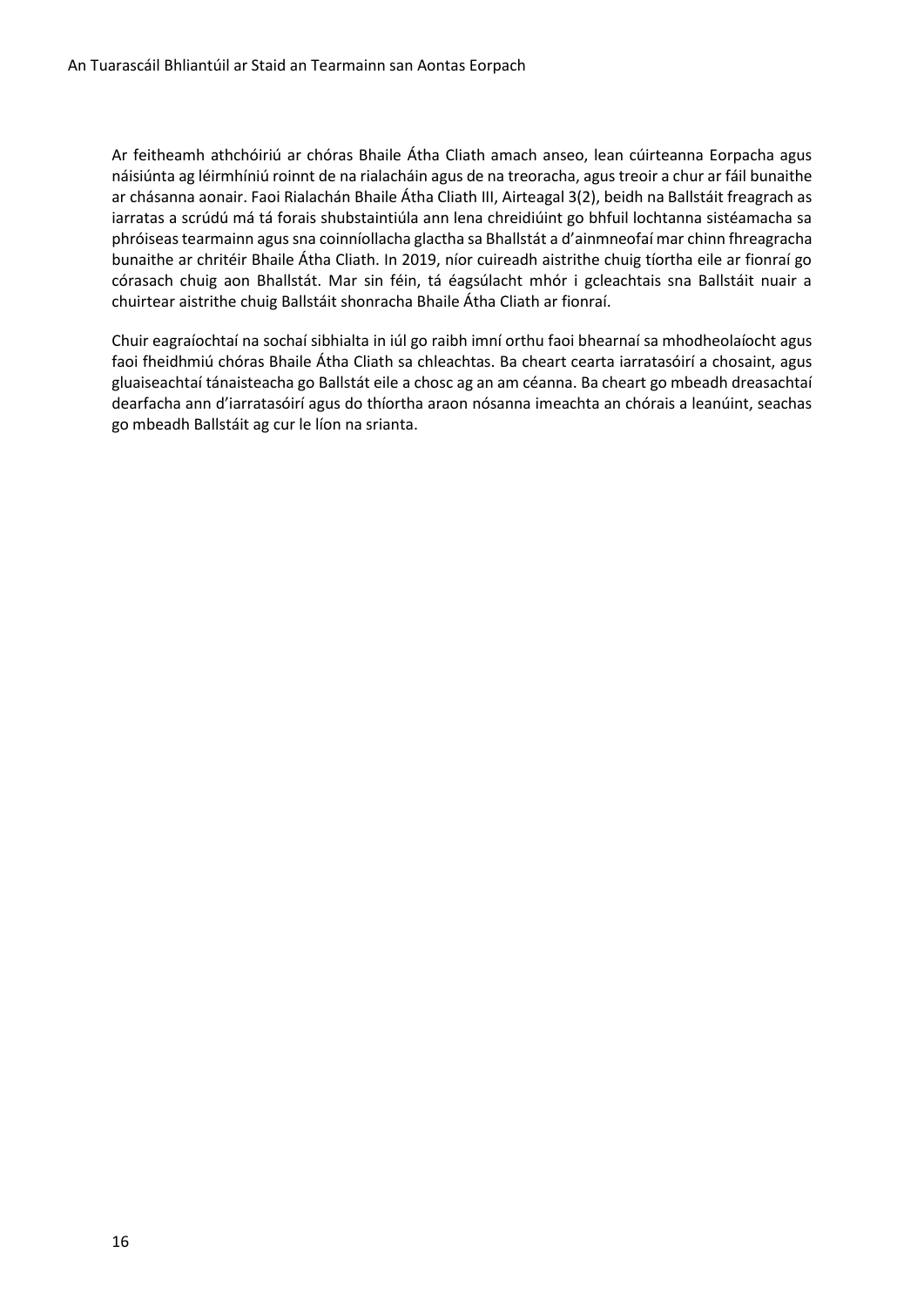Ar feitheamh athchóiriú ar chóras Bhaile Átha Cliath amach anseo, lean cúirteanna Eorpacha agus náisiúnta ag léirmhíniú roinnt de na rialacháin agus de na treoracha, agus treoir a chur ar fáil bunaithe ar chásanna aonair. Faoi Rialachán Bhaile Átha Cliath III, Airteagal 3(2), beidh na Ballstáit freagrach as iarratas a scrúdú má tá forais shubstaintiúla ann lena chreidiúint go bhfuil lochtanna sistéamacha sa phróiseas tearmainn agus sna coinníollacha glactha sa Bhallstát a d'ainmneofaí mar chinn fhreagracha bunaithe ar chritéir Bhaile Átha Cliath. In 2019, níor cuireadh aistrithe chuig tíortha eile ar fionraí go córasach chuig aon Bhallstát. Mar sin féin, tá éagsúlacht mhór i gcleachtais sna Ballstáit nuair a chuirtear aistrithe chuig Ballstáit shonracha Bhaile Átha Cliath ar fionraí.

Chuir eagraíochtaí na sochaí sibhialta in iúl go raibh imní orthu faoi bhearnaí sa mhodheolaíocht agus faoi fheidhmiú chóras Bhaile Átha Cliath sa chleachtas. Ba cheart cearta iarratasóirí a chosaint, agus gluaiseachtaí tánaisteacha go Ballstát eile a chosc ag an am céanna. Ba cheart go mbeadh dreasachtaí dearfacha ann d'iarratasóirí agus do thíortha araon nósanna imeachta an chórais a leanúint, seachas go mbeadh Ballstáit ag cur le líon na srianta.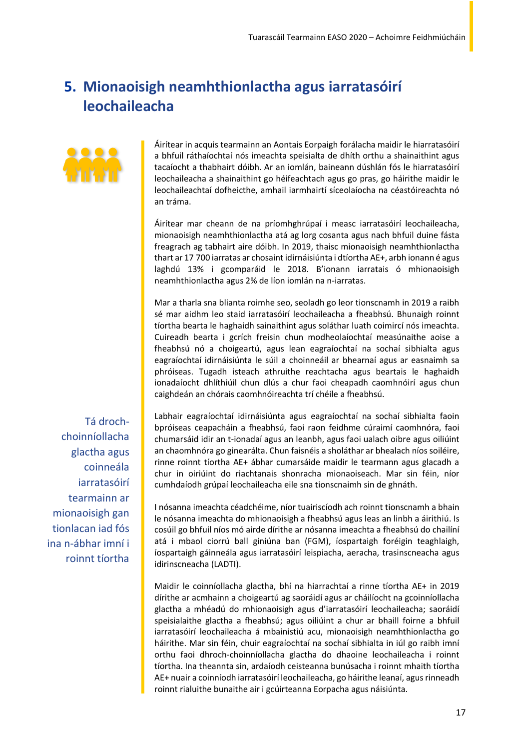## 5. Mionaoisigh neamhthionlactha agus iarratasóirí leochaileacha

Áirítear in acquis tearmainn an Aontais Eorpaigh forálacha maidir le hiarratasóirí a bhfuil ráthaíochtaí nós imeachta speisialta de dhíth orthu a shainaithint agus tacaíocht a thabhairt dóibh. Ar an iomlán, baineann dúshlán fós le hiarratasóirí leochaileacha a shainaithint go héifeachtach agus go pras, go háirithe maidir le leochaileachtaí dofheicthe, amhail iarmhairtí síceolaíocha na céastóireachta nó an tráma.

Áirítear mar cheann de na príomhghrúpaí i measc iarratasóirí leochaileacha, mionaoisigh neamhthionlactha atá ag lorg cosanta agus nach bhfuil duine fásta freagrach ag tabhairt aire dóibh. In 2019, thaisc mionaoisigh neamhthionlactha thart ar 17 700 iarratas ar chosaint idirnáisiúnta i dtíortha AE+, arbh ionann é agus laghdú 13% i gcomparáid le 2018. B'ionann iarratais ó mhionaoisigh neamhthionlactha agus 2% de líon iomlán na n-iarratas.

Mar a tharla sna blianta roimhe seo, seoladh go leor tionscnamh in 2019 a raibh sé mar aidhm leo staid iarratasóirí leochaileacha a fheabhsú. Bhunaigh roinnt tíortha bearta le haghaidh sainaithint agus soláthar luath coimircí nós imeachta. Cuireadh bearta i gcrích freisin chun modheolaíochtaí measúnaithe aoise a fheabhsú nó a choigeartú, agus lean eagraíochtaí na sochaí sibhialta agus eagraíochtaí idirnáisiúnta le súil a choinneáil ar bhearnaí agus ar easnaimh sa phróiseas. Tugadh isteach athruithe reachtacha agus beartais le haghaidh ionadaíocht dhlíthiúil chun dlús a chur faoi cheapadh caomhnóirí agus chun caighdeán an chórais caomhnóireachta trí chéile a fheabhsú.

> Tá droch-choinníollacha glactha agus coinneála iarratasóirí tearmainn ar mionaoisigh gan tionlacan iad fós ina n-ábhar imní i roinnt tíortha

Labhair eagraíochtaí idirnáisiúnta agus eagraíochtaí na sochaí sibhialta faoin bpróiseas ceapacháin a fheabhsú, faoi raon feidhme cúraimí caomhnóra, faoi chumarsáid idir an t-ionadaí agus an leanbh, agus faoi ualach oibre agus oiliúint an chaomhnóra go ginearálta. Chun faisnéis a sholáthar ar bhealach níos soiléire, rinne roinnt tíortha AE+ ábhar cumarsáide maidir le tearmann agus glacadh a chur in oiriúint do riachtanais shonracha mionaoiseach. Mar sin féin, níor cumhdaíodh grúpaí leochaileacha eile sna tionscnaimh sin de ghnáth.

I nósanna imeachta céadchéime, níor tuairiscíodh ach roinnt tionscnamh a bhain le nósanna imeachta do mhionaoisigh a fheabhsú agus leas an linbh a áirithiú. Is cosúil go bhfuil níos mó airde dírithe ar nósanna imeachta a fheabhsú do chailíní atá i mbaol ciorrú ball giniúna ban (FGM), íospartaigh foréigin teaghlaigh, íospartaigh gáinneála agus iarratasóirí leispiacha, aeracha, trasinscneacha agus idirinscneacha (LADTI).

Maidir le coinníollacha glactha, bhí na hiarrachtaí a rinne tíortha AE+ in 2019 dírithe ar acmhainn a choigeartú ag saoráidí agus ar cháilíocht na gcoinníollacha glactha a mhéadú do mhionaoisigh agus d'iarratasóirí leochaileacha; saoráidí speisialaithe glactha a fheabhsú; agus oiliúint a chur ar bhaill foirne a bhfuil iarratasóirí leochaileacha á mbainistiú acu, mionaoisigh neamhthionlactha go háirithe. Mar sin féin, chuir eagraíochtaí na sochaí sibhialta in iúl go raibh imní orthu faoi dhroch-choinníollacha glactha do dhaoine leochaileacha i roinnt tíortha. Ina theannta sin, ardaíodh ceisteanna bunúsacha i roinnt mhaith tíortha AE+ nuair a coinníodh iarratasóirí leochaileacha, go háirithe leanaí, agus rinneadh roinnt rialuithe bunaithe air i gcúirteanna Eorpacha agus náisiúnta.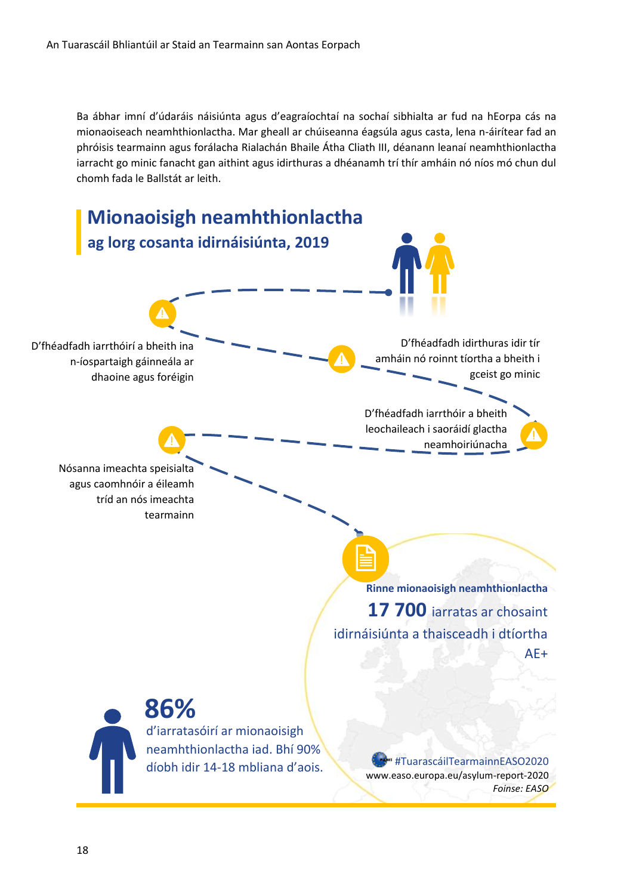Ba ábhar imní d'údaráis náisiúnta agus d'eagraíochtaí na sochaí sibhialta ar fud na hEorpa cás na mionaoiseach neamhthionlactha. Mar gheall ar chúiseanna éagsúla agus casta, lena n-áirítear fad an phróisis tearmainn agus forálacha Rialachán Bhaile Átha Cliath III, déanann leanaí neamhthionlactha iarracht go minic fanacht gan aithint agus idirthuras a dhéanamh trí thír amháin nó níos mó chun dul chomh fada le Ballstát ar leith.

## Mionaoisigh neamhthionlactha

### ag lorg cosanta idirnáisiúnta, 2019

D'fhéadfadh iarrthóirí a bheith ina n-íospartaigh gáinneála ar dhaoine agus foréigin

D'fhéadfadh idirthuras idir tír amháin nó roinnt tíortha a bheith i gceist go minic

D'fhéadfadh iarrthóir a bheith leochaileach i saoráidí glactha neamhoiriúnacha

Nósanna imeachta speisialta agus caomhnóir a éileamh tríd an nós imeachta tearmainn

Rinne mionaoisigh neamhthionlactha **17 700** iarratas ar chosaint idirnáisiúnta a thaisceadh i dtíortha AE+

**86%** d'iarratasóirí ar mionaoisigh neamhthionlactha iad. Bhí 90% díobh idir 14-18 mbliana d'aois.

#TuarascáilTearmainnEASO2020
www.easo.europa.eu/asylum-report-2020
*Foinse: EASO*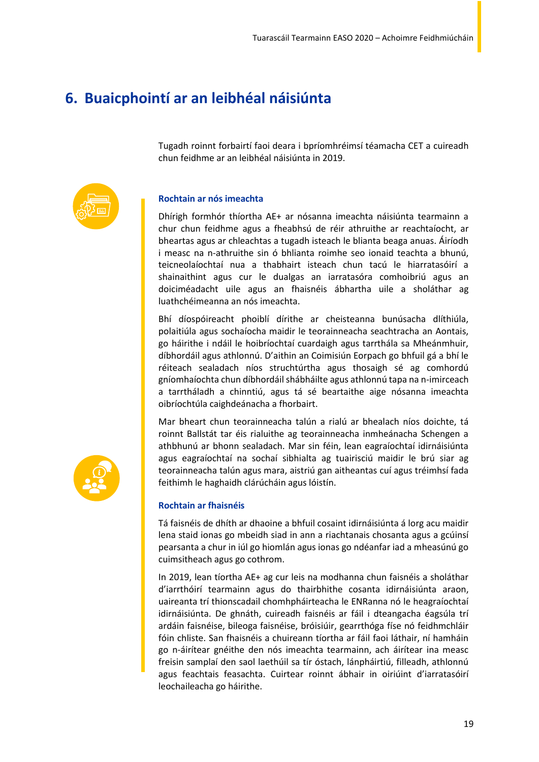# 6. Buaicphointí ar an leibhéal náisiúnta

Tugadh roinnt forbairtí faoi deara i bpríomhréimsí téamacha CET a cuireadh chun feidhme ar an leibhéal náisiúnta in 2019.

### Rochtain ar nós imeachta

Dhírigh formhór thíortha AE+ ar nósanna imeachta náisiúnta tearmainn a chur chun feidhme agus a fheabhsú de réir athruithe ar reachtaíocht, ar bheartas agus ar chleachtas a tugadh isteach le blianta beaga anuas. Áiríodh i measc na n-athruithe sin ó bhlianta roimhe seo ionaid teachta a bhunú, teicneolaíochtaí nua a thabhairt isteach chun tacú le hiarratasóirí a shainaithint agus cur le dualgas an iarratasóra comhoibriú agus an doiciméadacht uile agus an fhaisnéis ábhartha uile a sholáthar ag luathchéimeanna an nós imeachta.

Bhí díospóireacht phoiblí dírithe ar cheisteanna bunúsacha dlíthiúla, polaitiúla agus sochaíocha maidir le teorainneacha seachtracha an Aontais, go háirithe i ndáil le hoibríochtaí cuardaigh agus tarrthála sa Mheánmhuir, díbhordáil agus athlonnú. D'aithin an Coimisiún Eorpach go bhfuil gá a bhí le réiteach sealadach níos struchtúrtha agus thosaigh sé ag comhordú gníomhaíochta chun díbhordáil shábháilte agus athlonnú tapa na n-imirceach a tarrtháladh a chinntiú, agus tá sé beartaithe aige nósanna imeachta oibríochtúla caighdeánacha a fhorbairt.

Mar bheart chun teorainneacha talún a rialú ar bhealach níos doichte, tá roinnt Ballstát tar éis rialuithe ag teorainneacha inmheánacha Schengen a athbhunú ar bhonn sealadach. Mar sin féin, lean eagraíochtaí idirnáisiúnta agus eagraíochtaí na sochaí sibhialta ag tuairisciú maidir le brú siar ag teorainneacha talún agus mara, aistriú gan aitheantas cuí agus tréimhsí fada feithimh le haghaidh clárúcháin agus lóistín.

### Rochtain ar fhaisnéis

Tá faisnéis de dhíth ar dhaoine a bhfuil cosaint idirnáisiúnta á lorg acu maidir lena staid ionas go mbeidh siad in ann a riachtanais chosanta agus a gcúinsí pearsanta a chur in iúl go hiomlán agus ionas go ndéanfar iad a mheasúnú go cuimsitheach agus go cothrom.

In 2019, lean tíortha AE+ ag cur leis na modhanna chun faisnéis a sholáthar d'iarrthóirí tearmainn agus do thairbhithe cosanta idirnáisiúnta araon, uaireanta trí thionscadail chomhpháirteacha le ENRanna nó le heagraíochtaí idirnáisiúnta. De ghnáth, cuireadh faisnéis ar fáil i dteangacha éagsúla trí ardáin faisnéise, bileoga faisnéise, bróisiúir, gearrthóga físe nó feidhmchláir fóin chliste. San fhaisnéis a chuireann tíortha ar fáil faoi láthair, ní hamháin go n-áirítear gnéithe den nós imeachta tearmainn, ach áirítear ina measc freisin samplaí den saol laethúil sa tír óstach, lánpháirtiú, filleadh, athlonnú agus feachtais feasachta. Cuirtear roinnt ábhair in oiriúint d'iarratasóirí leochaileacha go háirithe.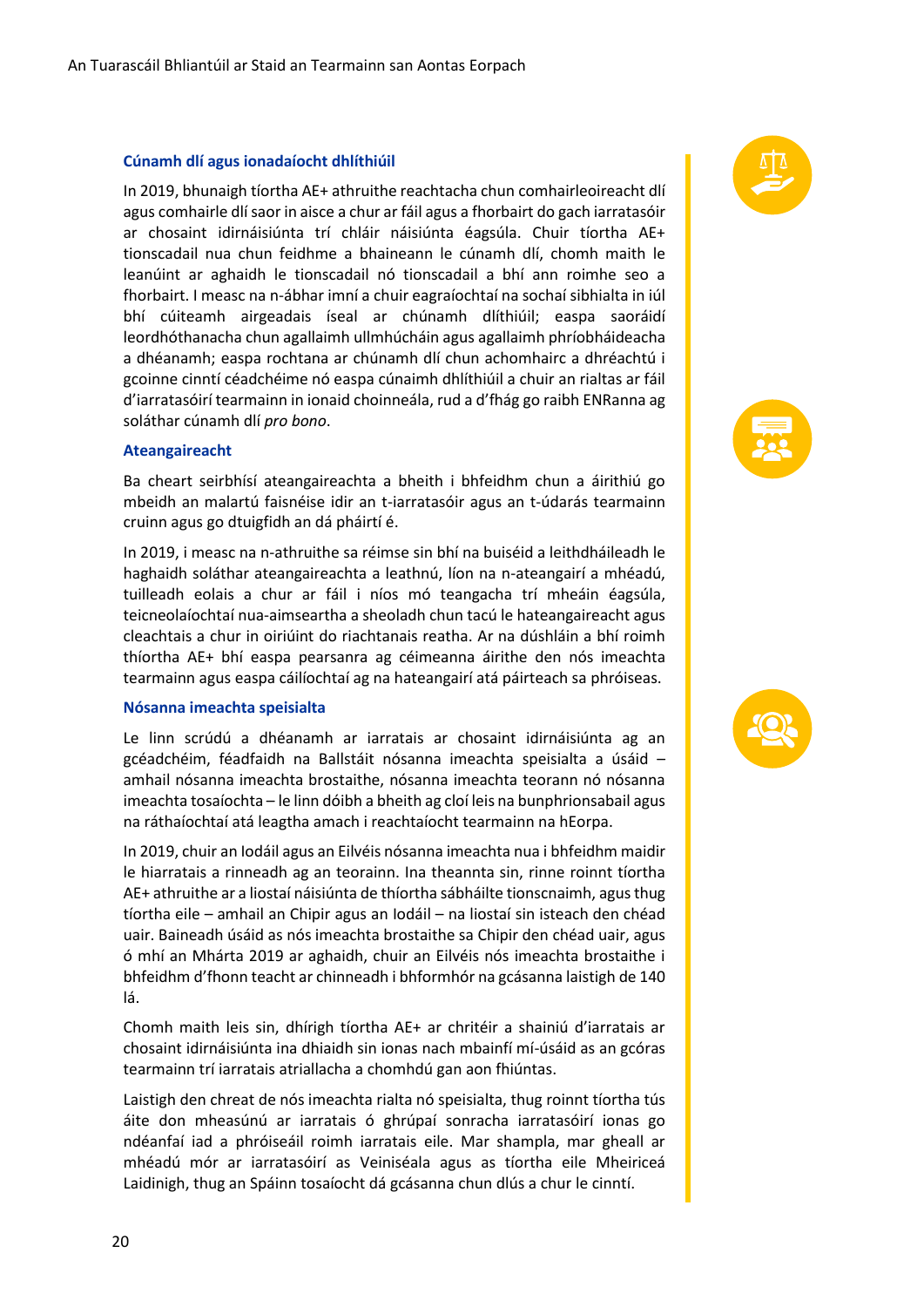### Cúnamh dlí agus ionadaíocht dhlíthiúil

In 2019, bhunaigh tíortha AE+ athruithe reachtacha chun comhairleoireacht dlí agus comhairle dlí saor in aisce a chur ar fáil agus a fhorbairt do gach iarratasóir ar chosaint idirnáisiúnta trí chláir náisiúnta éagsúla. Chuir tíortha AE+ tionscadail nua chun feidhme a bhaineann le cúnamh dlí, chomh maith le leanúint ar aghaidh le tionscadail nó tionscadail a bhí ann roimhe seo a fhorbairt. I measc na n-ábhar imní a chuir eagraíochtaí na sochaí sibhialta in iúl bhí cúiteamh airgeadais íseal ar chúnamh dlíthiúil; easpa saoráidí leordhóthanacha chun agallaimh ullmhúcháin agus agallaimh phríobháideacha a dhéanamh; easpa rochtana ar chúnamh dlí chun achomhairc a dhréachtú i gcoinne cinntí céadchéime nó easpa cúnaimh dhlíthiúil a chuir an rialtas ar fáil d'iarratasóirí tearmainn in ionaid choinneála, rud a d'fhág go raibh ENRanna ag soláthar cúnamh dlí *pro bono*.

### Ateangaireacht

Ba cheart seirbhísí ateangaireachta a bheith i bhfeidhm chun a áirithiú go mbeidh an malartú faisnéise idir an t-iarratasóir agus an t-údarás tearmainn cruinn agus go dtuigfidh an dá pháirtí é.

In 2019, i measc na n-athruithe sa réimse sin bhí na buiséid a leithdháileadh le haghaidh soláthar ateangaireachta a leathnú, líon na n-ateangairí a mhéadú, tuilleadh eolais a chur ar fáil i níos mó teangacha trí mheáin éagsúla, teicneolaíochtaí nua-aimseartha a sheoladh chun tacú le hateangaireacht agus cleachtais a chur in oiriúint do riachtanais reatha. Ar na dúshláin a bhí roimh thíortha AE+ bhí easpa pearsanra ag céimeanna áirithe den nós imeachta tearmainn agus easpa cáilíochtaí ag na hateangairí atá páirteach sa phróiseas.

### Nósanna imeachta speisialta

Le linn scrúdú a dhéanamh ar iarratais ar chosaint idirnáisiúnta ag an gcéadchéim, féadfaidh na Ballstáit nósanna imeachta speisialta a úsáid – amhail nósanna imeachta brostaithe, nósanna imeachta teorann nó nósanna imeachta tosaíochta – le linn dóibh a bheith ag cloí leis na bunphrionsabail agus na ráthaíochtaí atá leagtha amach i reachtaíocht tearmainn na hEorpa.

In 2019, chuir an Iodáil agus an Eilvéis nósanna imeachta nua i bhfeidhm maidir le hiarratais a rinneadh ag an teorainn. Ina theannta sin, rinne roinnt tíortha AE+ athruithe ar a liostaí náisiúnta de thíortha sábháilte tionscnaimh, agus thug tíortha eile – amhail an Chipir agus an Iodáil – na liostaí sin isteach den chéad uair. Baineadh úsáid as nós imeachta brostaithe sa Chipir den chéad uair, agus ó mhí an Mhárta 2019 ar aghaidh, chuir an Eilvéis nós imeachta brostaithe i bhfeidhm d'fhonn teacht ar chinneadh i bhformhór na gcásanna laistigh de 140 lá.

Chomh maith leis sin, dhírigh tíortha AE+ ar chritéir a shainiú d'iarratais ar chosaint idirnáisiúnta ina dhiaidh sin ionas nach mbainfí mí-úsáid as an gcóras tearmainn trí iarratais atriallacha a chomhdú gan aon fhiúntas.

Laistigh den chreat de nós imeachta rialta nó speisialta, thug roinnt tíortha tús áite don mheasúnú ar iarratais ó ghrúpaí sonracha iarratasóirí ionas go ndéanfaí iad a phróiseáil roimh iarratais eile. Mar shampla, mar gheall ar mhéadú mór ar iarratasóirí as Veiniséala agus as tíortha eile Mheiriceá Laidinigh, thug an Spáinn tosaíocht dá gcásanna chun dlús a chur le cinntí.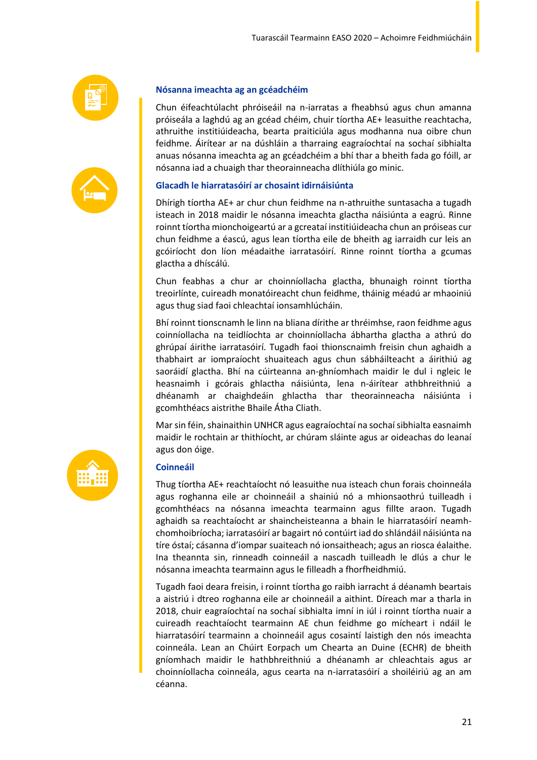### Nósanna imeachta ag an gcéadchéim

Chun éifeachtúlacht phróiseáil na n-iarratas a fheabhsú agus chun amanna próiseála a laghdú ag an gcéad chéim, chuir tíortha AE+ leasuithe reachtacha, athruithe institiúideacha, bearta praiticiúla agus modhanna nua oibre chun feidhme. Áirítear ar na dúshláin a tharraing eagraíochtaí na sochaí sibhialta anuas nósanna imeachta ag an gcéadchéim a bhí thar a bheith fada go fóill, ar nósanna iad a chuaigh thar theorainneacha dlíthiúla go minic.

### Glacadh le hiarratasóirí ar chosaint idirnáisiúnta

Dhírigh tíortha AE+ ar chur chun feidhme na n-athruithe suntasacha a tugadh isteach in 2018 maidir le nósanna imeachta glactha náisiúnta a eagrú. Rinne roinnt tíortha mionchoigeartú ar a gcreataí institiúideacha chun an próiseas cur chun feidhme a éascú, agus lean tíortha eile de bheith ag iarraidh cur leis an gcóiríocht don líon méadaithe iarratasóirí. Rinne roinnt tíortha a gcumas glactha a dhíscálú.

Chun feabhas a chur ar choinníollacha glactha, bhunaigh roinnt tíortha treoirlínte, cuireadh monatóireacht chun feidhme, tháinig méadú ar mhaoiniú agus thug siad faoi chleachtaí ionsamhlúcháin.

Bhí roinnt tionscnamh le linn na bliana dírithe ar thréimhse, raon feidhme agus coinníollacha na teidlíochta ar choinníollacha ábhartha glactha a athrú do ghrúpaí áirithe iarratasóirí. Tugadh faoi thionscnaimh freisin chun aghaidh a thabhairt ar iompraíocht shuaiteach agus chun sábháilteacht a áirithiú ag saoráidí glactha. Bhí na cúirteanna an-ghníomhach maidir le dul i ngleic le heasnaimh i gcórais ghlactha náisiúnta, lena n-áirítear athbhreithniú a dhéanamh ar chaighdeáin ghlactha thar theorainneacha náisiúnta i gcomhthéacs aistrithe Bhaile Átha Cliath.

Mar sin féin, shainaithin UNHCR agus eagraíochtaí na sochaí sibhialta easnaimh maidir le rochtain ar thithíocht, ar chúram sláinte agus ar oideachas do leanaí agus don óige.

### Coinneáil

Thug tíortha AE+ reachtaíocht nó leasuithe nua isteach chun forais choinneála agus roghanna eile ar choinneáil a shainiú nó a mhionsaothrú tuilleadh i gcomhthéacs na nósanna imeachta tearmainn agus fillte araon. Tugadh aghaidh sa reachtaíocht ar shaincheisteanna a bhain le hiarratasóirí neamh-chomhoibríocha; iarratasóirí ar bagairt nó contúirt iad do shlándáil náisiúnta na tíre óstaí; cásanna d'iompar suaiteach nó ionsaitheach; agus an riosca éalaithe. Ina theannta sin, rinneadh coinneáil a nascadh tuilleadh le dlús a chur le nósanna imeachta tearmainn agus le filleadh a fhorfheidhmiú.

Tugadh faoi deara freisin, i roinnt tíortha go raibh iarracht á déanamh beartais a aistriú i dtreo roghanna eile ar choinneáil a aithint. Díreach mar a tharla in 2018, chuir eagraíochtaí na sochaí sibhialta imní in iúl i roinnt tíortha nuair a cuireadh reachtaíocht tearmainn AE chun feidhme go mícheart i ndáil le hiarratasóirí tearmainn a choinneáil agus cosaintí laistigh den nós imeachta coinneála. Lean an Chúirt Eorpach um Chearta an Duine (ECHR) de bheith gníomhach maidir le hathbhreithniú a dhéanamh ar chleachtais agus ar choinníollacha coinneála, agus cearta na n-iarratasóirí a shoiléiriú ag an am céanna.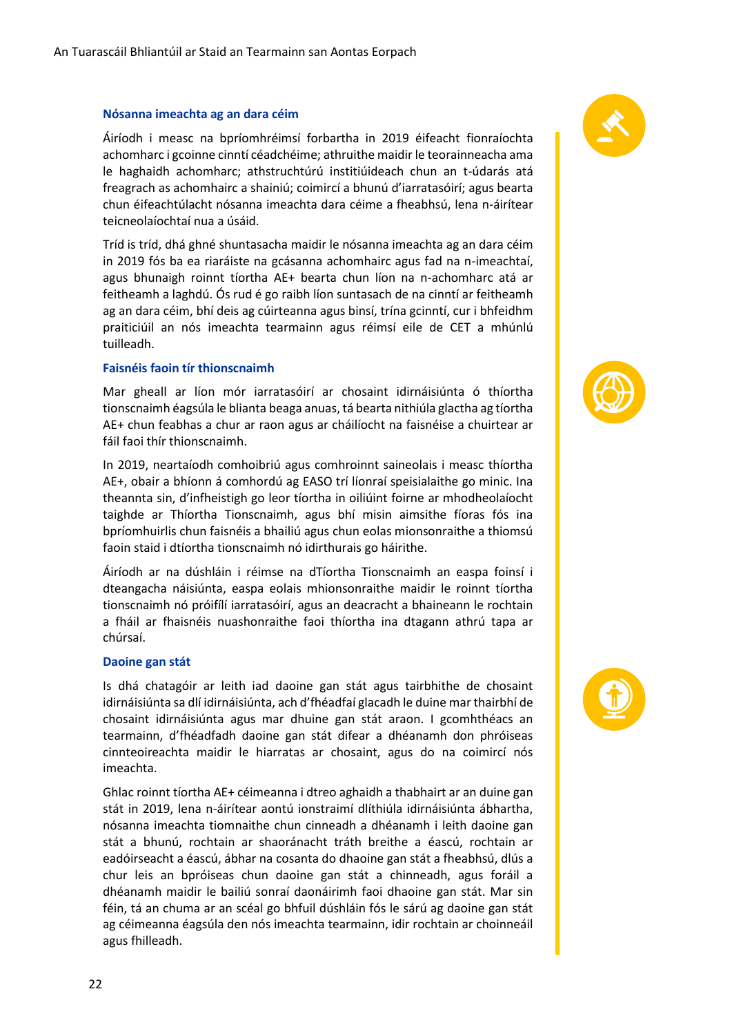### Nósanna imeachta ag an dara céim

Áiríodh i measc na bpríomhréimsí forbartha in 2019 éifeacht fionraíochta achomharc i gcoinne cinntí céadchéime; athruithe maidir le teorainneacha ama le haghaidh achomharc; athstruchtúrú institiúideach chun an t-údarás atá freagrach as achomhairc a shainiú; coimircí a bhunú d'iarratasóirí; agus bearta chun éifeachtúlacht nósanna imeachta dara céime a fheabhsú, lena n-áirítear teicneolaíochtaí nua a úsáid.

Tríd is tríd, dhá ghné shuntasacha maidir le nósanna imeachta ag an dara céim in 2019 fós ba ea riaráiste na gcásanna achomhairc agus fad na n-imeachtaí, agus bhunaigh roinnt tíortha AE+ bearta chun líon na n-achomharc atá ar feitheamh a laghdú. Ós rud é go raibh líon suntasach de na cinntí ar feitheamh ag an dara céim, bhí deis ag cúirteanna agus binsí, trína gcinntí, cur i bhfeidhm praiticiúil an nós imeachta tearmainn agus réimsí eile de CET a mhúnlú tuilleadh.

### Faisnéis faoin tír thionscnaimh

Mar gheall ar líon mór iarratasóirí ar chosaint idirnáisiúnta ó thíortha tionscnaimh éagsúla le blianta beaga anuas, tá bearta nithiúla glactha ag tíortha AE+ chun feabhas a chur ar raon agus ar cháilíocht na faisnéise a chuirtear ar fáil faoi thír thionscnaimh.

In 2019, neartaíodh comhoibriú agus comhroinnt saineolais i measc thíortha AE+, obair a bhíonn á comhordú ag EASO trí líonraí speisialaithe go minic. Ina theannta sin, d'infheistigh go leor tíortha in oiliúint foirne ar mhodheolaíocht taighde ar Thíortha Tionscnaimh, agus bhí misin aimsithe fíoras fós ina bpríomhuirlis chun faisnéis a bhailiú agus chun eolas mionsonraithe a thiomsú faoin staid i dtíortha tionscnaimh nó idirthurais go háirithe.

Áiríodh ar na dúshláin i réimse na dTíortha Tionscnaimh an easpa foinsí i dteangacha náisiúnta, easpa eolais mhionsonraithe maidir le roinnt tíortha tionscnaimh nó próifílí iarratasóirí, agus an deacracht a bhaineann le rochtain a fháil ar fhaisnéis nuashonraithe faoi thíortha ina dtagann athrú tapa ar chúrsaí.

### Daoine gan stát

Is dhá chatagóir ar leith iad daoine gan stát agus tairbhithe de chosaint idirnáisiúnta sa dlí idirnáisiúnta, ach d'fhéadfaí glacadh le duine mar thairbhí de chosaint idirnáisiúnta agus mar dhuine gan stát araon. I gcomhthéacs an tearmainn, d'fhéadfadh daoine gan stát difear a dhéanamh don phróiseas cinnteoireachta maidir le hiarratas ar chosaint, agus do na coimircí nós imeachta.

Ghlac roinnt tíortha AE+ céimeanna i dtreo aghaidh a thabhairt ar an duine gan stát in 2019, lena n-áirítear aontú ionstraimí dlíthiúla idirnáisiúnta ábhartha, nósanna imeachta tiomnaithe chun cinneadh a dhéanamh i leith daoine gan stát a bhunú, rochtain ar shaoránacht tráth breithe a éascú, rochtain ar eadóirseacht a éascú, ábhar na cosanta do dhaoine gan stát a fheabhsú, dlús a chur leis an bpróiseas chun daoine gan stát a chinneadh, agus foráil a dhéanamh maidir le bailiú sonraí daonáirimh faoi dhaoine gan stát. Mar sin féin, tá an chuma ar an scéal go bhfuil dúshláin fós le sárú ag daoine gan stát ag céimeanna éagsúla den nós imeachta tearmainn, idir rochtain ar choinneáil agus fhilleadh.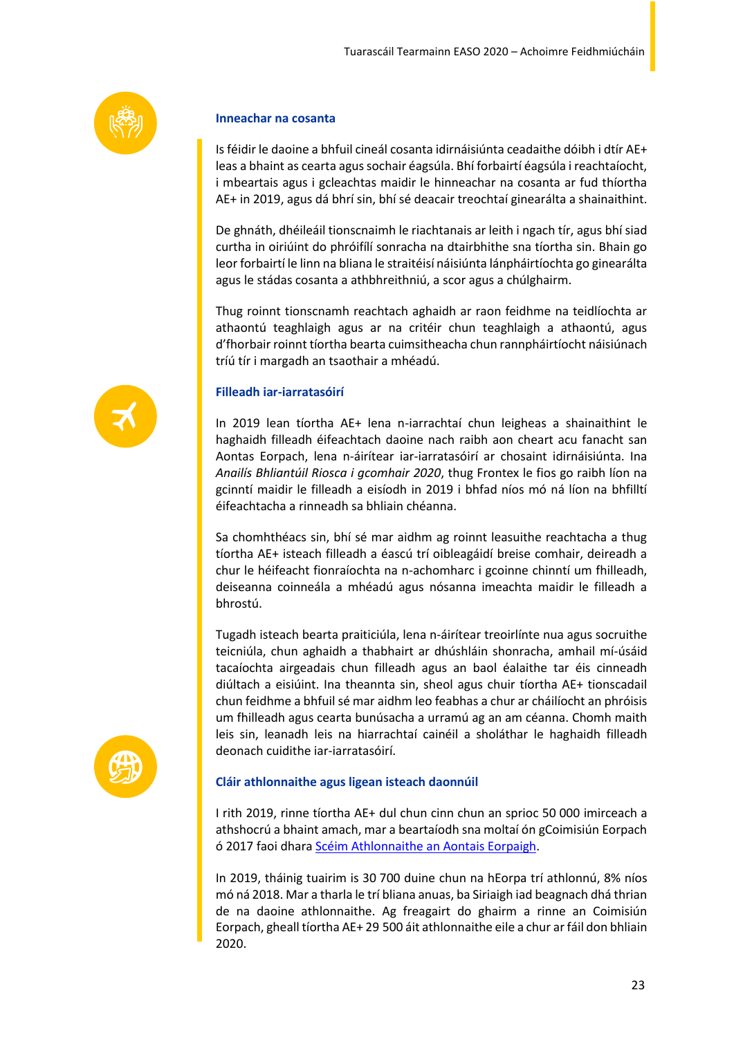### Inneachar na cosanta

Is féidir le daoine a bhfuil cineál cosanta idirnáisiúnta ceadaithe dóibh i dtír AE+ leas a bhaint as cearta agus sochair éagsúla. Bhí forbairtí éagsúla i reachtaíocht, i mbeartais agus i gcleachtas maidir le hinneachar na cosanta ar fud thíortha AE+ in 2019, agus dá bhrí sin, bhí sé deacair treochtaí ginearálta a shainaithint.

De ghnáth, dhéileáil tionscnaimh le riachtanais ar leith i ngach tír, agus bhí siad curtha in oiriúint do phróifílí sonracha na dtairbhithe sna tíortha sin. Bhain go leor forbairtí le linn na bliana le straitéisí náisiúnta lánpháirtíochta go ginearálta agus le stádas cosanta a athbhreithniú, a scor agus a chúlghairm.

Thug roinnt tionscnamh reachtach aghaidh ar raon feidhme na teidlíochta ar athaontú teaghlaigh agus ar na critéir chun teaghlaigh a athaontú, agus d'fhorbair roinnt tíortha bearta cuimsitheacha chun rannpháirtíocht náisiúnach tríú tír i margadh an tsaothair a mhéadú.

### Filleadh iar-iarratasóirí

In 2019 lean tíortha AE+ lena n-iarrachtaí chun leigheas a shainaithint le haghaidh filleadh éifeachtach daoine nach raibh aon cheart acu fanacht san Aontas Eorpach, lena n-áirítear iar-iarratasóirí ar chosaint idirnáisiúnta. Ina *Anailís Bhliantúil Riosca i gcomhair 2020*, thug Frontex le fios go raibh líon na gcinntí maidir le filleadh a eisíodh in 2019 i bhfad níos mó ná líon na bhfilltí éifeachtacha a rinneadh sa bhliain chéanna.

Sa chomhthéacs sin, bhí sé mar aidhm ag roinnt leasuithe reachtacha a thug tíortha AE+ isteach filleadh a éascú trí oibleagáidí breise comhair, deireadh a chur le héifeacht fionraíochta na n-achomharc i gcoinne chinntí um fhilleadh, deiseanna coinneála a mhéadú agus nósanna imeachta maidir le filleadh a bhrostú.

Tugadh isteach bearta praiticiúla, lena n-áirítear treoirlínte nua agus socruithe teicniúla, chun aghaidh a thabhairt ar dhúshláin shonracha, amhail mí-úsáid tacaíochta airgeadais chun filleadh agus an baol éalaithe tar éis cinneadh diúltach a eisiúint. Ina theannta sin, sheol agus chuir tíortha AE+ tionscadail chun feidhme a bhfuil sé mar aidhm leo feabhas a chur ar cháilíocht an phróisis um fhilleadh agus cearta bunúsacha a urramú ag an am céanna. Chomh maith leis sin, leanadh leis na hiarrachtaí cainéil a sholáthar le haghaidh filleadh deonach cuidithe iar-iarratasóirí.

### Cláir athlonnaithe agus ligean isteach daonnúil

I rith 2019, rinne tíortha AE+ dul chun cinn chun an sprioc 50 000 imirceach a athshocrú a bhaint amach, mar a beartaíodh sna moltaí ón gCoimisiún Eorpach ó 2017 faoi dhara [Scéim Athlonnaithe an Aontais Eorpaigh](#).

In 2019, tháinig tuairim is 30 700 duine chun na hEorpa trí athlonnú, 8% níos mó ná 2018. Mar a tharla le trí bliana anuas, ba Siriaigh iad beagnach dhá thrian de na daoine athlonnaithe. Ag freagairt do ghairm a rinne an Coimisiún Eorpach, gheall tíortha AE+ 29 500 áit athlonnaithe eile a chur ar fáil don bhliain 2020.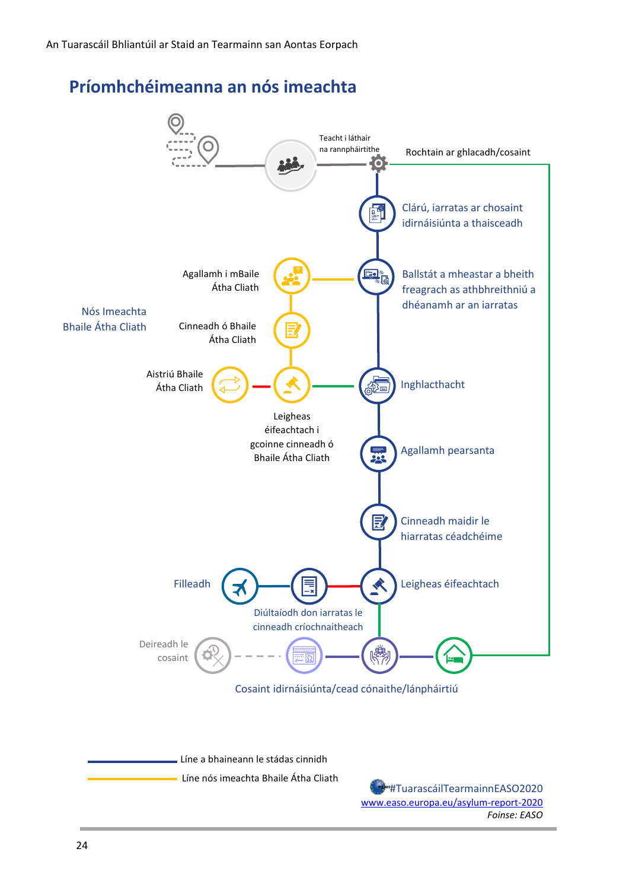## Príomhchéimeanna an nós imeachta

Teacht i láthair na rannpháirtithe

Rochtain ar ghlacadh/cosaint

Clárú, iarratas ar chosaint idirnáisiúnta a thaisceadh

Ballstát a mheastar a bheith freagrach as athbhreithniú a dhéanamh ar an iarratas

Nós Imeachta Bhaile Átha Cliath

Agallamh i mBaile Átha Cliath

Cinneadh ó Bhaile Átha Cliath

Aistriú Bhaile Átha Cliath

Leigheas éifeachtach i gcoinne cinneadh ó Bhaile Átha Cliath

Inghlacthacht

Agallamh pearsanta

Cinneadh maidir le hiarratas céadchéime

Filleadh

Leigheas éifeachtach

Diúltaíodh don iarratas le cinneadh críochnaitheach

Deireadh le cosaint

Cosaint idirnáisiúnta/cead cónaithe/lánpháirtiú

Líne a bhaineann le stádas cinnidh

Líne nós imeachta Bhaile Átha Cliath

#TuarascáilTearmainnEASO2020

www.easo.europa.eu/asylum-report-2020

*Foinse: EASO*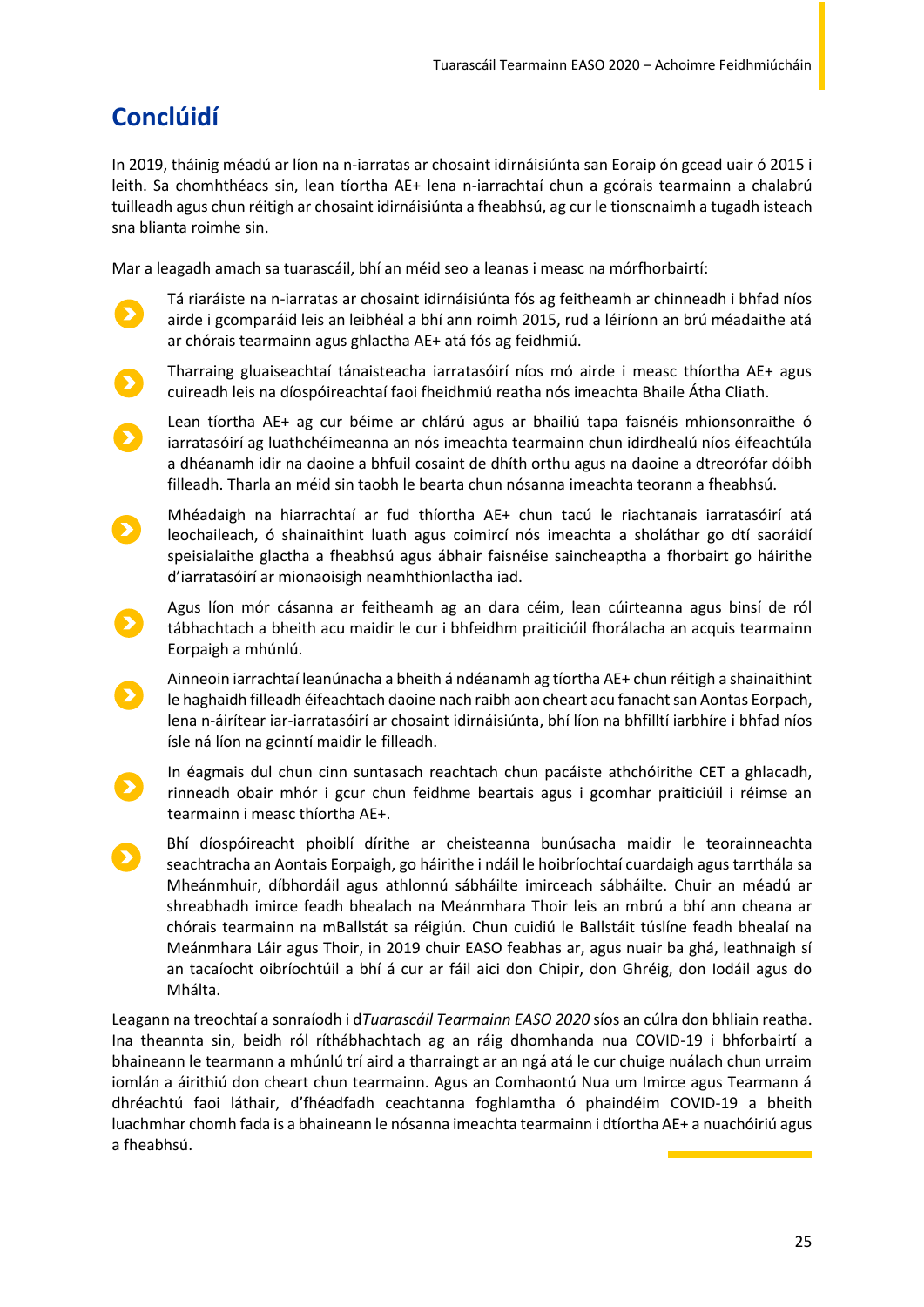# Conclúidí

In 2019, tháinig méadú ar líon na n-iarratas ar chosaint idirnáisiúnta san Eoraip ón gcead uair ó 2015 i leith. Sa chomhthéacs sin, lean tíortha AE+ lena n-iarrachtaí chun a gcórais tearmainn a chalabrú tuilleadh agus chun réitigh ar chosaint idirnáisiúnta a fheabhsú, ag cur le tionscnaimh a tugadh isteach sna blianta roimhe sin.

Mar a leagadh amach sa tuarascáil, bhí an méid seo a leanas i measc na mórfhorbairtí:

- Tá riaráiste na n-iarratas ar chosaint idirnáisiúnta fós ag feitheamh ar chinneadh i bhfad níos airde i gcomparáid leis an leibhéal a bhí ann roimh 2015, rud a léiríonn an brú méadaithe atá ar chórais tearmainn agus ghlactha AE+ atá fós ag feidhmiú.
- Tharraing gluaiseachtaí tánaisteacha iarratasóirí níos mó airde i measc thíortha AE+ agus cuireadh leis na díospóireachtaí faoi fheidhmiú reatha nós imeachta Bhaile Átha Cliath.
- Lean tíortha AE+ ag cur béime ar chlárú agus ar bhailiú tapa faisnéis mhionsonraithe ó iarratasóirí ag luathchéimeanna an nós imeachta tearmainn chun idirdhealú níos éifeachtúla a dhéanamh idir na daoine a bhfuil cosaint de dhíth orthu agus na daoine a dtreorófar dóibh filleadh. Tharla an méid sin taobh le bearta chun nósanna imeachta teorann a fheabhsú.
- Mhéadaigh na hiarrachtaí ar fud thíortha AE+ chun tacú le riachtanais iarratasóirí atá leochaileach, ó shainaithint luath agus coimircí nós imeachta a sholáthar go dtí saoráidí speisialaithe glactha a fheabhsú agus ábhair faisnéise saincheaptha a fhorbairt go háirithe d'iarratasóirí ar mionaoisigh neamhthionlactha iad.
- Agus líon mór cásanna ar feitheamh ag an dara céim, lean cúirteanna agus binsí de ról tábhachtach a bheith acu maidir le cur i bhfeidhm praiticiúil fhorálacha an acquis tearmainn Eorpaigh a mhúnlú.
- Ainneoin iarrachtaí leanúnacha a bheith á ndéanamh ag tíortha AE+ chun réitigh a shainaithint le haghaidh filleadh éifeachtach daoine nach raibh aon cheart acu fanacht san Aontas Eorpach, lena n-áirítear iar-iarratasóirí ar chosaint idirnáisiúnta, bhí líon na bhfilltí iarbhíre i bhfad níos ísle ná líon na gcinntí maidir le filleadh.
- In éagmais dul chun cinn suntasach reachtach chun pacáiste athchóirithe CET a ghlacadh, rinneadh obair mhór i gcur chun feidhme beartais agus i gcomhar praiticiúil i réimse an tearmainn i measc thíortha AE+.
- Bhí díospóireacht phoiblí dírithe ar cheisteanna bunúsacha maidir le teorainneachta seachtracha an Aontais Eorpaigh, go háirithe i ndáil le hoibríochtaí cuardaigh agus tarrthála sa Mheánmhuir, díbhordáil agus athlonnú sábháilte imirceach sábháilte. Chuir an méadú ar shreabhadh imirce feadh bhealach na Meánmhara Thoir leis an mbrú a bhí ann cheana ar chórais tearmainn na mBallstát sa réigiún. Chun cuidiú le Ballstáit túslíne feadh bhealaí na Meánmhara Láir agus Thoir, in 2019 chuir EASO feabhas ar, agus nuair ba ghá, leathnaigh sí an tacaíocht oibríochtúil a bhí á cur ar fáil aici don Chipir, don Ghréig, don Iodáil agus do Mhálta.

Leagann na treochtaí a sonraíodh i d*Tuarascáil Tearmainn EASO 2020* síos an cúlra don bhliain reatha. Ina theannta sin, beidh ról ríthábhachtach ag an ráig dhomhanda nua COVID-19 i bhforbairtí a bhaineann le tearmann a mhúnlú trí aird a tharraingt ar an ngá atá le cur chuige nuálach chun urraim iomlán a áirithiú don cheart chun tearmainn. Agus an Comhaontú Nua um Imirce agus Tearmann á dhréachtú faoi láthair, d'fhéadfadh ceachtanna foghlamtha ó phaindéim COVID-19 a bheith luachmhar chomh fada is a bhaineann le nósanna imeachta tearmainn i dtíortha AE+ a nuachóiriú agus a fheabhsú.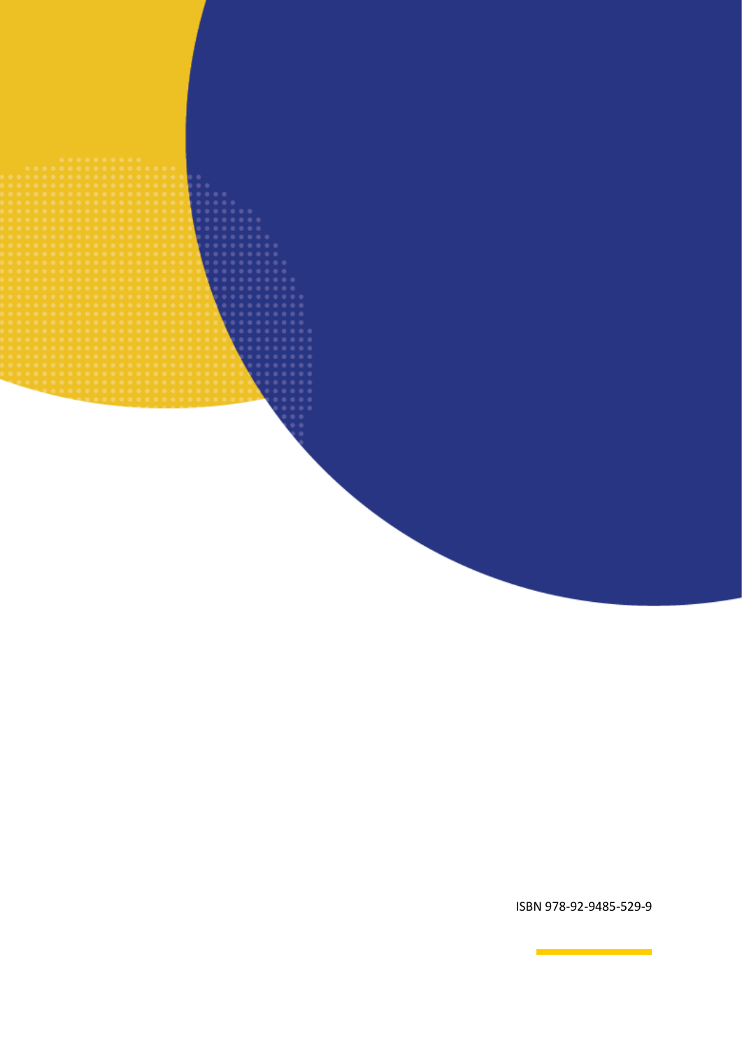ISBN 978-92-9485-529-9